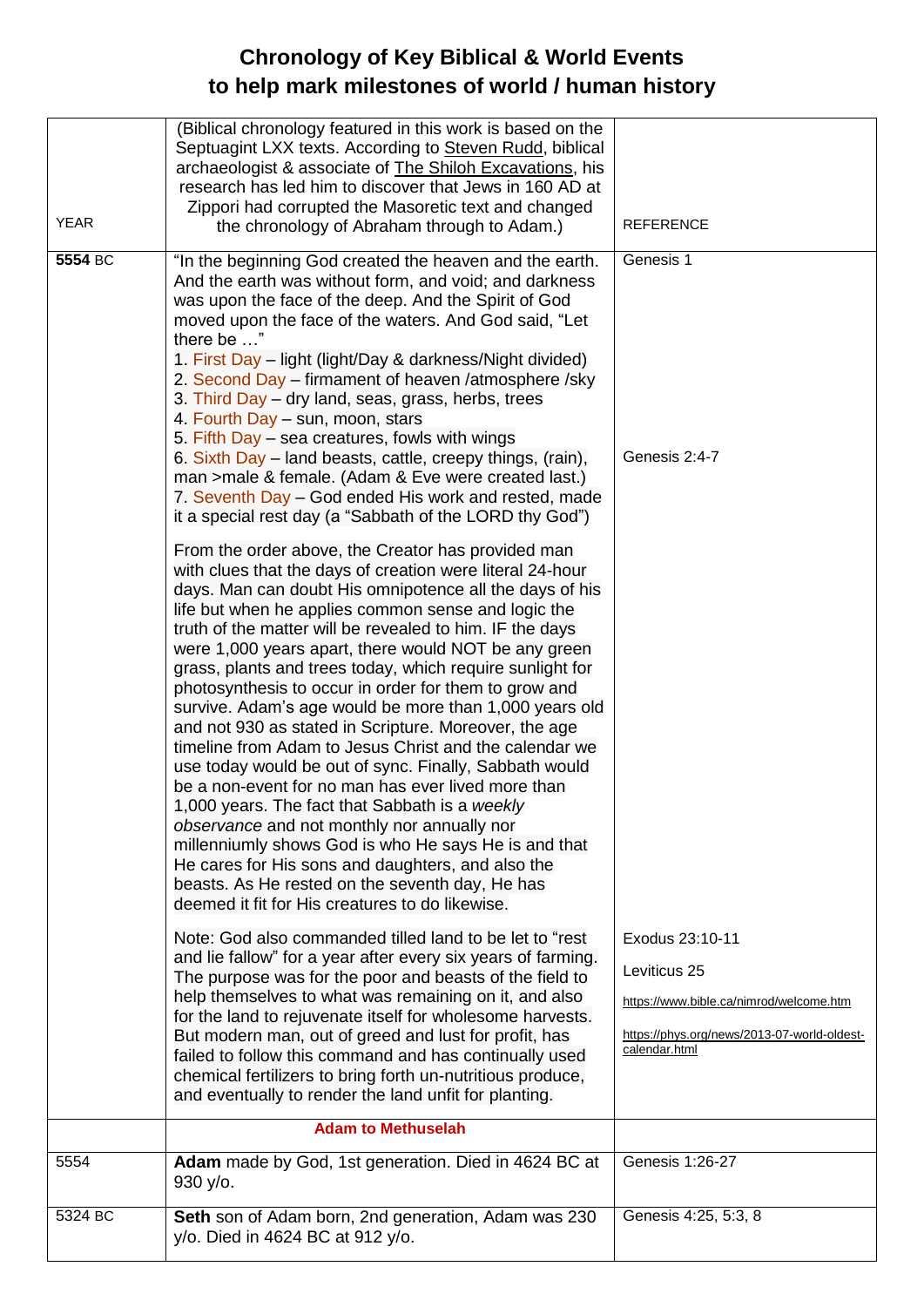# Chronology of Key Biblical & World Events to help mark milestones of world / human history

| YEAR | (Biblical chronology featured in this work is based on the Septuagint LXX texts. According to Steven Rudd, biblical archaeologist & associate of The Shiloh Excavations, his research has led him to discover that Jews in 160 AD at Zippori had corrupted the Masoretic text and changed the chronology of Abraham through to Adam.) | REFERENCE |
|---|---|---|
| **5554** BC | "In the beginning God created the heaven and the earth. And the earth was without form, and void; and darkness was upon the face of the deep. And the Spirit of God moved upon the face of the waters. And God said, "Let there be …"<br>1. First Day – light (light/Day & darkness/Night divided)<br>2. Second Day – firmament of heaven /atmosphere /sky<br>3. Third Day – dry land, seas, grass, herbs, trees<br>4. Fourth Day – sun, moon, stars<br>5. Fifth Day – sea creatures, fowls with wings<br>6. Sixth Day – land beasts, cattle, creepy things, (rain), man >male & female. (Adam & Eve were created last.)<br>7. Seventh Day – God ended His work and rested, made it a special rest day (a "Sabbath of the LORD thy God")<br><br>From the order above, the Creator has provided man with clues that the days of creation were literal 24-hour days. Man can doubt His omnipotence all the days of his life but when he applies common sense and logic the truth of the matter will be revealed to him. IF the days were 1,000 years apart, there would NOT be any green grass, plants and trees today, which require sunlight for photosynthesis to occur in order for them to grow and survive. Adam's age would be more than 1,000 years old and not 930 as stated in Scripture. Moreover, the age timeline from Adam to Jesus Christ and the calendar we use today would be out of sync. Finally, Sabbath would be a non-event for no man has ever lived more than 1,000 years. The fact that Sabbath is a *weekly observance* and not monthly nor annually nor millenniumly shows God is who He says He is and that He cares for His sons and daughters, and also the beasts. As He rested on the seventh day, He has deemed it fit for His creatures to do likewise.<br><br>Note: God also commanded tilled land to be let to "rest and lie fallow" for a year after every six years of farming. The purpose was for the poor and beasts of the field to help themselves to what was remaining on it, and also for the land to rejuvenate itself for wholesome harvests. But modern man, out of greed and lust for profit, has failed to follow this command and has continually used chemical fertilizers to bring forth un-nutritious produce, and eventually to render the land unfit for planting. | Genesis 1<br><br>Genesis 2:4-7<br><br>Exodus 23:10-11<br><br>Leviticus 25<br><br>https://www.bible.ca/nimrod/welcome.htm<br><br>https://phys.org/news/2013-07-world-oldest-calendar.html |
| | **Adam to Methuselah** | |
| 5554 | **Adam** made by God, 1st generation. Died in 4624 BC at 930 y/o. | Genesis 1:26-27 |
| 5324 BC | **Seth** son of Adam born, 2nd generation, Adam was 230 y/o. Died in 4624 BC at 912 y/o. | Genesis 4:25, 5:3, 8 |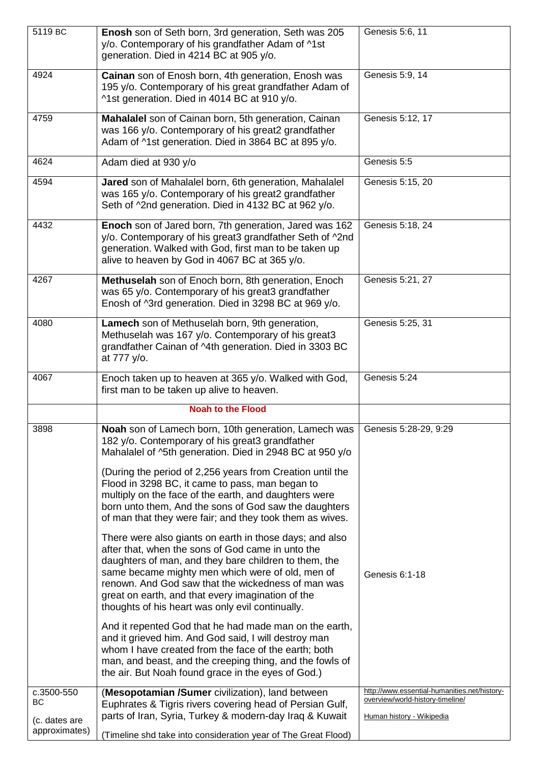| | | |
|---|---|---|
| 5119 BC | **Enosh** son of Seth born, 3rd generation, Seth was 205 y/o. Contemporary of his grandfather Adam of ^1st generation. Died in 4214 BC at 905 y/o. | Genesis 5:6, 11 |
| 4924 | **Cainan** son of Enosh born, 4th generation, Enosh was 195 y/o. Contemporary of his great grandfather Adam of ^1st generation. Died in 4014 BC at 910 y/o. | Genesis 5:9, 14 |
| 4759 | **Mahalalel** son of Cainan born, 5th generation, Cainan was 166 y/o. Contemporary of his great2 grandfather Adam of ^1st generation. Died in 3864 BC at 895 y/o. | Genesis 5:12, 17 |
| 4624 | Adam died at 930 y/o | Genesis 5:5 |
| 4594 | **Jared** son of Mahalalel born, 6th generation, Mahalalel was 165 y/o. Contemporary of his great2 grandfather Seth of ^2nd generation. Died in 4132 BC at 962 y/o. | Genesis 5:15, 20 |
| 4432 | **Enoch** son of Jared born, 7th generation, Jared was 162 y/o. Contemporary of his great3 grandfather Seth of ^2nd generation. Walked with God, first man to be taken up alive to heaven by God in 4067 BC at 365 y/o. | Genesis 5:18, 24 |
| 4267 | **Methuselah** son of Enoch born, 8th generation, Enoch was 65 y/o. Contemporary of his great3 grandfather Enosh of ^3rd generation. Died in 3298 BC at 969 y/o. | Genesis 5:21, 27 |
| 4080 | **Lamech** son of Methuselah born, 9th generation, Methuselah was 167 y/o. Contemporary of his great3 grandfather Cainan of ^4th generation. Died in 3303 BC at 777 y/o. | Genesis 5:25, 31 |
| 4067 | Enoch taken up to heaven at 365 y/o. Walked with God, first man to be taken up alive to heaven. | Genesis 5:24 |
| | **Noah to the Flood** | |
| 3898 | **Noah** son of Lamech born, 10th generation, Lamech was 182 y/o. Contemporary of his great3 grandfather Mahalalel of ^5th generation. Died in 2948 BC at 950 y/o<br><br>(During the period of 2,256 years from Creation until the Flood in 3298 BC, it came to pass, man began to multiply on the face of the earth, and daughters were born unto them, And the sons of God saw the daughters of man that they were fair; and they took them as wives.<br><br>There were also giants on earth in those days; and also after that, when the sons of God came in unto the daughters of man, and they bare children to them, the same became mighty men which were of old, men of renown. And God saw that the wickedness of man was great on earth, and that every imagination of the thoughts of his heart was only evil continually.<br><br>And it repented God that he had made man on the earth, and it grieved him. And God said, I will destroy man whom I have created from the face of the earth; both man, and beast, and the creeping thing, and the fowls of the air. But Noah found grace in the eyes of God.) | Genesis 5:28-29, 9:29<br><br>Genesis 6:1-18 |
| c.3500-550 BC<br><br>(c. dates are approximates) | (**Mesopotamian /Sumer** civilization), land between Euphrates & Tigris rivers covering head of Persian Gulf, parts of Iran, Syria, Turkey & modern-day Iraq & Kuwait<br><br>(Timeline shd take into consideration year of The Great Flood) | http://www.essential-humanities.net/history-overview/world-history-timeline/<br><br>Human history - Wikipedia |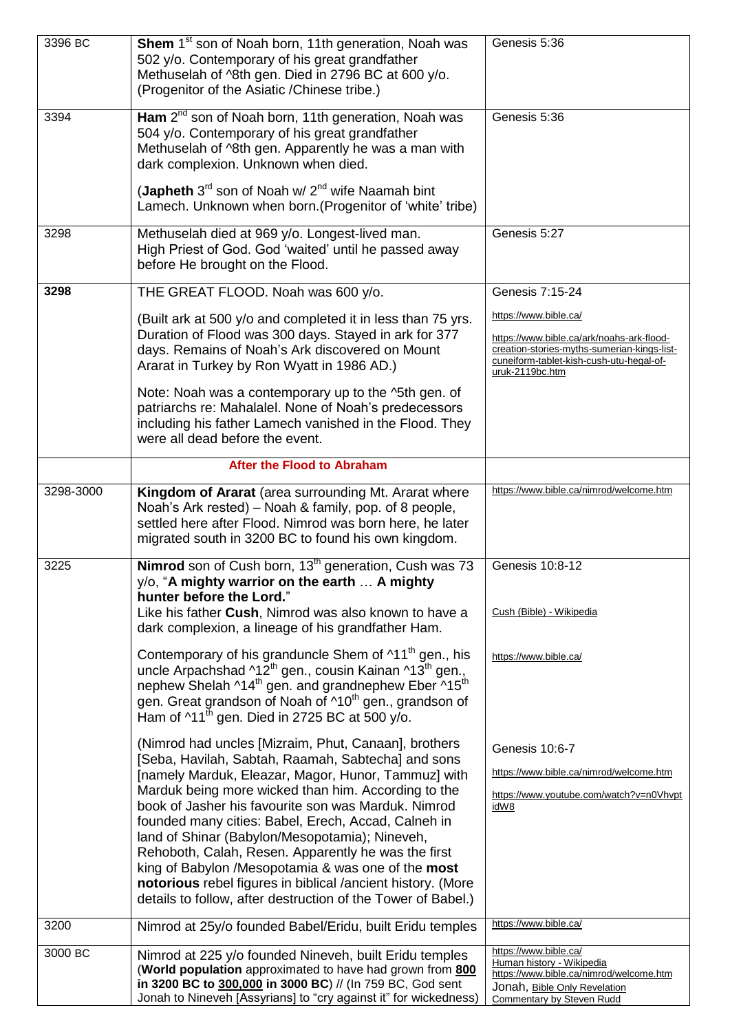| | | |
|---|---|---|
| 3396 BC | **Shem** 1st son of Noah born, 11th generation, Noah was 502 y/o. Contemporary of his great grandfather Methuselah of ^8th gen. Died in 2796 BC at 600 y/o. (Progenitor of the Asiatic /Chinese tribe.) | Genesis 5:36 |
| 3394 | **Ham** 2nd son of Noah born, 11th generation, Noah was 504 y/o. Contemporary of his great grandfather Methuselah of ^8th gen. Apparently he was a man with dark complexion. Unknown when died.<br><br>(**Japheth** 3rd son of Noah w/ 2nd wife Naamah bint Lamech. Unknown when born.(Progenitor of 'white' tribe) | Genesis 5:36 |
| 3298 | Methuselah died at 969 y/o. Longest-lived man. High Priest of God. God 'waited' until he passed away before He brought on the Flood. | Genesis 5:27 |
| **3298** | THE GREAT FLOOD. Noah was 600 y/o.<br><br>(Built ark at 500 y/o and completed it in less than 75 yrs. Duration of Flood was 300 days. Stayed in ark for 377 days. Remains of Noah's Ark discovered on Mount Ararat in Turkey by Ron Wyatt in 1986 AD.)<br><br>Note: Noah was a contemporary up to the ^5th gen. of patriarchs re: Mahalalel. None of Noah's predecessors including his father Lamech vanished in the Flood. They were all dead before the event. | Genesis 7:15-24<br><br>https://www.bible.ca/<br><br>https://www.bible.ca/ark/noahs-ark-flood-creation-stories-myths-sumerian-kings-list-cuneiform-tablet-kish-cush-utu-hegal-of-uruk-2119bc.htm |
| | **After the Flood to Abraham** | |
| 3298-3000 | **Kingdom of Ararat** (area surrounding Mt. Ararat where Noah's Ark rested) – Noah & family, pop. of 8 people, settled here after Flood. Nimrod was born here, he later migrated south in 3200 BC to found his own kingdom. | https://www.bible.ca/nimrod/welcome.htm |
| 3225 | **Nimrod** son of Cush born, 13th generation, Cush was 73 y/o, "**A mighty warrior on the earth … A mighty hunter before the Lord.**"<br>Like his father **Cush**, Nimrod was also known to have a dark complexion, a lineage of his grandfather Ham.<br><br>Contemporary of his granduncle Shem of ^11th gen., his uncle Arpachshad ^12th gen., cousin Kainan ^13th gen., nephew Shelah ^14th gen. and grandnephew Eber ^15th gen. Great grandson of Noah of ^10th gen., grandson of Ham of ^11th gen. Died in 2725 BC at 500 y/o.<br><br>(Nimrod had uncles [Mizraim, Phut, Canaan], brothers [Seba, Havilah, Sabtah, Raamah, Sabtecha] and sons [namely Marduk, Eleazar, Magor, Hunor, Tammuz] with Marduk being more wicked than him. According to the book of Jasher his favourite son was Marduk. Nimrod founded many cities: Babel, Erech, Accad, Calneh in land of Shinar (Babylon/Mesopotamia); Nineveh, Rehoboth, Calah, Resen. Apparently he was the first king of Babylon /Mesopotamia & was one of the **most notorious** rebel figures in biblical /ancient history. (More details to follow, after destruction of the Tower of Babel.) | Genesis 10:8-12<br><br>Cush (Bible) - Wikipedia<br><br>https://www.bible.ca/<br><br>Genesis 10:6-7<br><br>https://www.bible.ca/nimrod/welcome.htm<br><br>https://www.youtube.com/watch?v=n0VhvptidW8 |
| 3200 | Nimrod at 25y/o founded Babel/Eridu, built Eridu temples | https://www.bible.ca/ |
| 3000 BC | Nimrod at 225 y/o founded Nineveh, built Eridu temples (**World population** approximated to have had grown from **800 in 3200 BC to 300,000 in 3000 BC**) // (In 759 BC, God sent Jonah to Nineveh [Assyrians] to "cry against it" for wickedness) | https://www.bible.ca/<br>Human history - Wikipedia<br>https://www.bible.ca/nimrod/welcome.htm<br>Jonah, Bible Only Revelation Commentary by Steven Rudd |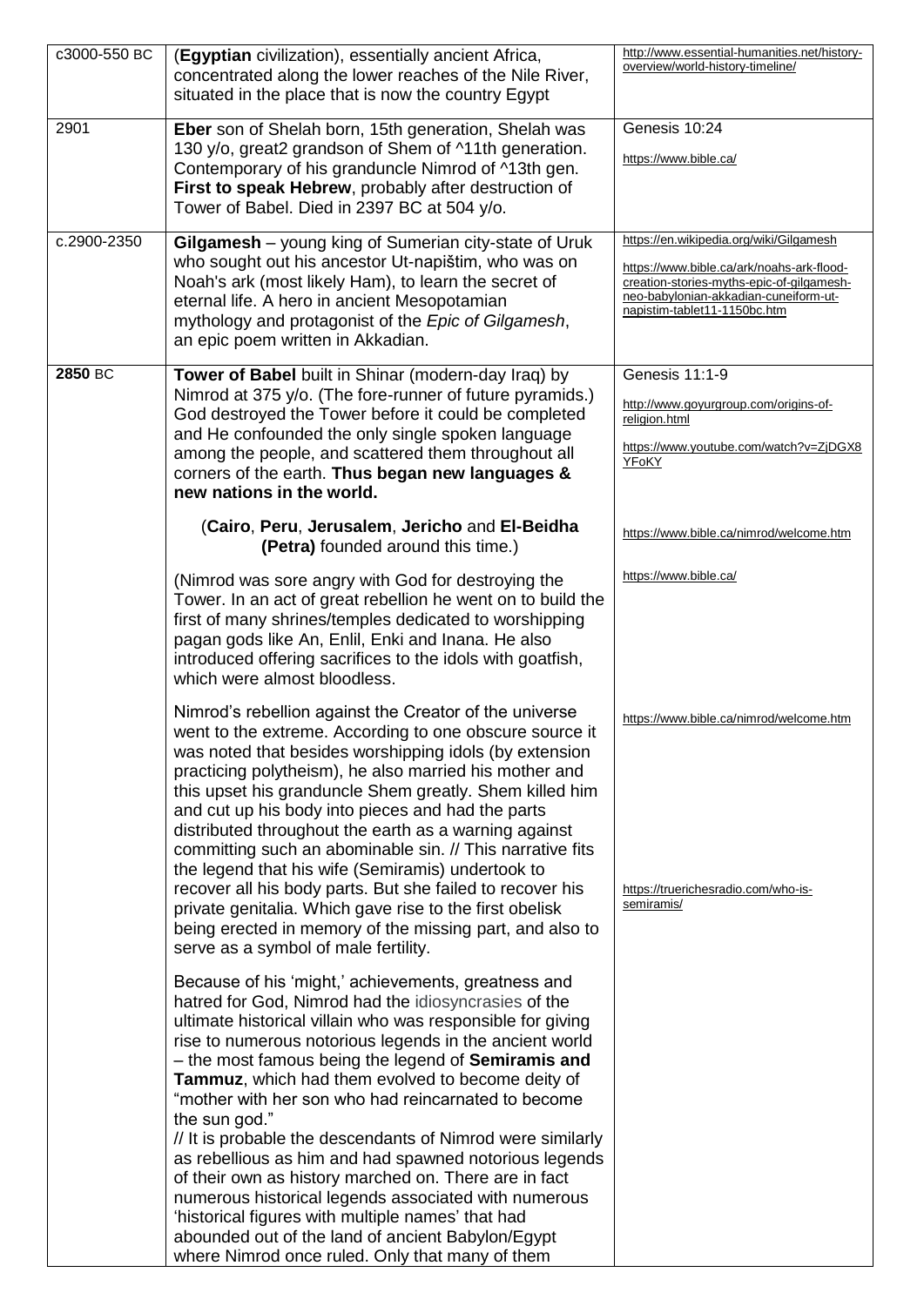| | | |
|---|---|---|
| c3000-550 BC | (**Egyptian** civilization), essentially ancient Africa, concentrated along the lower reaches of the Nile River, situated in the place that is now the country Egypt | http://www.essential-humanities.net/history-overview/world-history-timeline/ |
| 2901 | **Eber** son of Shelah born, 15th generation, Shelah was 130 y/o, great2 grandson of Shem of ^11th generation. Contemporary of his granduncle Nimrod of ^13th gen. **First to speak Hebrew**, probably after destruction of Tower of Babel. Died in 2397 BC at 504 y/o. | Genesis 10:24<br><br>https://www.bible.ca/ |
| c.2900-2350 | **Gilgamesh** – young king of Sumerian city-state of Uruk who sought out his ancestor Ut-napištim, who was on Noah's ark (most likely Ham), to learn the secret of eternal life. A hero in ancient Mesopotamian mythology and protagonist of the *Epic of Gilgamesh*, an epic poem written in Akkadian. | https://en.wikipedia.org/wiki/Gilgamesh<br><br>https://www.bible.ca/ark/noahs-ark-flood-creation-stories-myths-epic-of-gilgamesh-neo-babylonian-akkadian-cuneiform-ut-napistim-tablet11-1150bc.htm |
| **2850** BC | **Tower of Babel** built in Shinar (modern-day Iraq) by Nimrod at 375 y/o. (The fore-runner of future pyramids.) God destroyed the Tower before it could be completed and He confounded the only single spoken language among the people, and scattered them throughout all corners of the earth. **Thus began new languages & new nations in the world.**<br><br>(**Cairo**, **Peru**, **Jerusalem**, **Jericho** and **El-Beidha (Petra)** founded around this time.)<br><br>(Nimrod was sore angry with God for destroying the Tower. In an act of great rebellion he went on to build the first of many shrines/temples dedicated to worshipping pagan gods like An, Enlil, Enki and Inana. He also introduced offering sacrifices to the idols with goatfish, which were almost bloodless.<br><br>Nimrod's rebellion against the Creator of the universe went to the extreme. According to one obscure source it was noted that besides worshipping idols (by extension practicing polytheism), he also married his mother and this upset his granduncle Shem greatly. Shem killed him and cut up his body into pieces and had the parts distributed throughout the earth as a warning against committing such an abominable sin. // This narrative fits the legend that his wife (Semiramis) undertook to recover all his body parts. But she failed to recover his private genitalia. Which gave rise to the first obelisk being erected in memory of the missing part, and also to serve as a symbol of male fertility.<br><br>Because of his 'might,' achievements, greatness and hatred for God, Nimrod had the idiosyncrasies of the ultimate historical villain who was responsible for giving rise to numerous notorious legends in the ancient world – the most famous being the legend of **Semiramis and Tammuz**, which had them evolved to become deity of "mother with her son who had reincarnated to become the sun god."<br>// It is probable the descendants of Nimrod were similarly as rebellious as him and had spawned notorious legends of their own as history marched on. There are in fact numerous historical legends associated with numerous 'historical figures with multiple names' that had abounded out of the land of ancient Babylon/Egypt where Nimrod once ruled. Only that many of them | Genesis 11:1-9<br><br>http://www.goyurgroup.com/origins-of-religion.html<br><br>https://www.youtube.com/watch?v=ZjDGX8YFoKY<br><br>https://www.bible.ca/nimrod/welcome.htm<br><br>https://www.bible.ca/<br><br>https://www.bible.ca/nimrod/welcome.htm<br><br>https://truerichesradio.com/who-is-semiramis/ |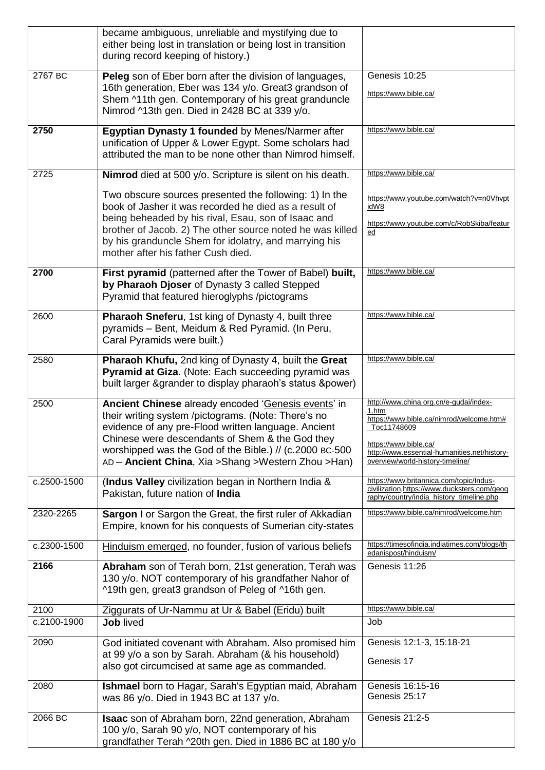| | | |
|---|---|---|
| | became ambiguous, unreliable and mystifying due to either being lost in translation or being lost in transition during record keeping of history.) | |
| 2767 BC | **Peleg** son of Eber born after the division of languages, 16th generation, Eber was 134 y/o. Great3 grandson of Shem ^11th gen. Contemporary of his great granduncle Nimrod ^13th gen. Died in 2428 BC at 339 y/o. | Genesis 10:25<br>https://www.bible.ca/ |
| **2750** | **Egyptian Dynasty 1 founded** by Menes/Narmer after unification of Upper & Lower Egypt. Some scholars had attributed the man to be none other than Nimrod himself. | https://www.bible.ca/ |
| 2725 | **Nimrod** died at 500 y/o. Scripture is silent on his death.<br><br>Two obscure sources presented the following: 1) In the book of Jasher it was recorded he died as a result of being beheaded by his rival, Esau, son of Isaac and brother of Jacob. 2) The other source noted he was killed by his granduncle Shem for idolatry, and marrying his mother after his father Cush died. | https://www.bible.ca/<br><br>https://www.youtube.com/watch?v=n0VhvptidW8<br><br>https://www.youtube.com/c/RobSkiba/featured |
| **2700** | **First pyramid** (patterned after the Tower of Babel) **built, by Pharaoh Djoser** of Dynasty 3 called Stepped Pyramid that featured hieroglyphs /pictograms | https://www.bible.ca/ |
| 2600 | **Pharaoh Sneferu**, 1st king of Dynasty 4, built three pyramids – Bent, Meidum & Red Pyramid. (In Peru, Caral Pyramids were built.) | https://www.bible.ca/ |
| 2580 | **Pharaoh Khufu,** 2nd king of Dynasty 4, built the **Great Pyramid at Giza.** (Note: Each succeeding pyramid was built larger &grander to display pharaoh's status &power) | https://www.bible.ca/ |
| 2500 | **Ancient Chinese** already encoded 'Genesis events' in their writing system /pictograms. (Note: There's no evidence of any pre-Flood written language. Ancient Chinese were descendants of Shem & the God they worshipped was the God of the Bible.) // (c.2000 BC-500 AD – **Ancient China**, Xia >Shang >Western Zhou >Han) | http://www.china.org.cn/e-gudai/index-1.htm<br>https://www.bible.ca/nimrod/welcome.htm#_Toc11748609<br><br>https://www.bible.ca/<br>http://www.essential-humanities.net/history-overview/world-history-timeline/ |
| c.2500-1500 | (**Indus Valley** civilization began in Northern India & Pakistan, future nation of **India** | https://www.britannica.com/topic/Indus-civilization,https://www.ducksters.com/geography/country/india_history_timeline.php |
| 2320-2265 | **Sargon I** or Sargon the Great, the first ruler of Akkadian Empire, known for his conquests of Sumerian city-states | https://www.bible.ca/nimrod/welcome.htm |
| c.2300-1500 | Hinduism emerged, no founder, fusion of various beliefs | https://timesofindia.indiatimes.com/blogs/thedanispost/hinduism/ |
| **2166** | **Abraham** son of Terah born, 21st generation, Terah was 130 y/o. NOT contemporary of his grandfather Nahor of ^19th gen, great3 grandson of Peleg of ^16th gen. | Genesis 11:26 |
| 2100 | Ziggurats of Ur-Nammu at Ur & Babel (Eridu) built | https://www.bible.ca/ |
| c.2100-1900 | **Job** lived | Job |
| 2090 | God initiated covenant with Abraham. Also promised him at 99 y/o a son by Sarah. Abraham (& his household) also got circumcised at same age as commanded. | Genesis 12:1-3, 15:18-21<br><br>Genesis 17 |
| 2080 | **Ishmael** born to Hagar, Sarah's Egyptian maid, Abraham was 86 y/o. Died in 1943 BC at 137 y/o. | Genesis 16:15-16<br>Genesis 25:17 |
| 2066 BC | **Isaac** son of Abraham born, 22nd generation, Abraham 100 y/o, Sarah 90 y/o, NOT contemporary of his grandfather Terah ^20th gen. Died in 1886 BC at 180 y/o | Genesis 21:2-5 |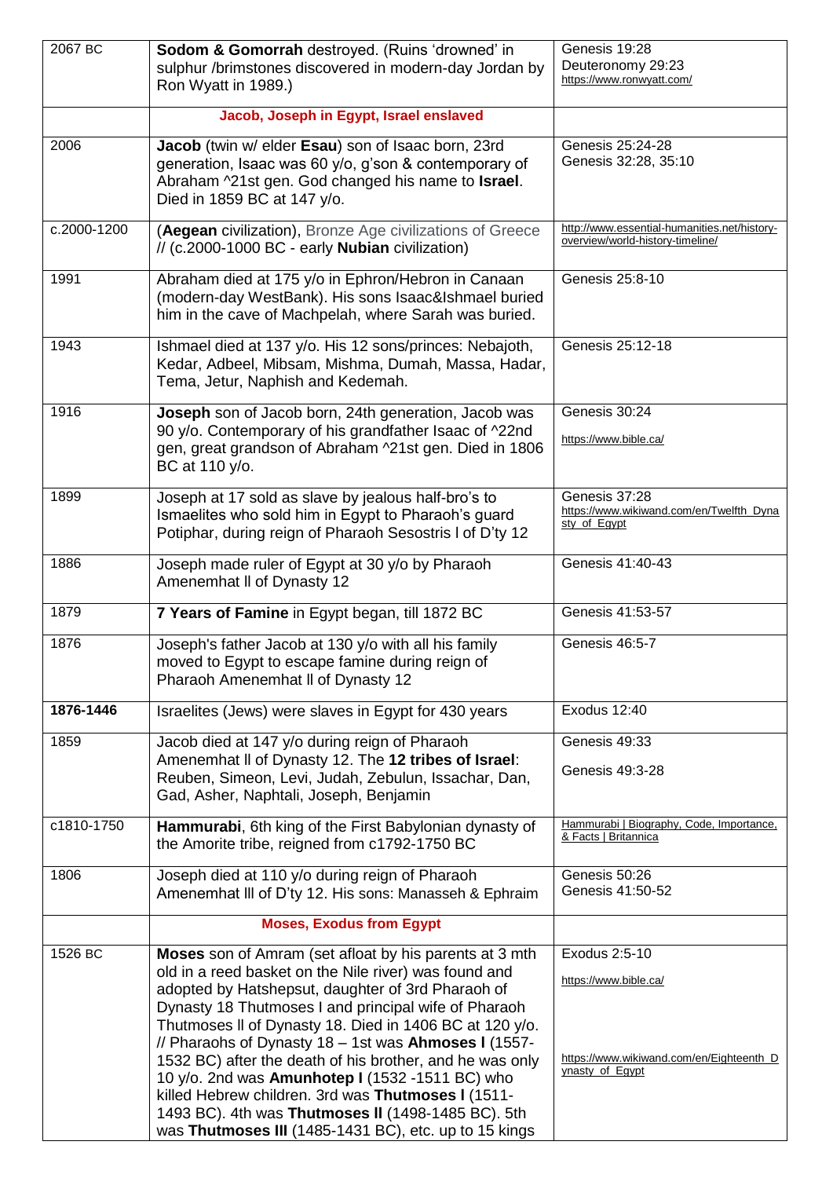| | | |
|---|---|---|
| 2067 BC | **Sodom & Gomorrah** destroyed. (Ruins 'drowned' in sulphur /brimstones discovered in modern-day Jordan by Ron Wyatt in 1989.) | Genesis 19:28<br>Deuteronomy 29:23<br>https://www.ronwyatt.com/ |
| | **Jacob, Joseph in Egypt, Israel enslaved** | |
| 2006 | **Jacob** (twin w/ elder **Esau**) son of Isaac born, 23rd generation, Isaac was 60 y/o, g'son & contemporary of Abraham ^21st gen. God changed his name to **Israel**. Died in 1859 BC at 147 y/o. | Genesis 25:24-28<br>Genesis 32:28, 35:10 |
| c.2000-1200 | (**Aegean** civilization), Bronze Age civilizations of Greece // (c.2000-1000 BC - early **Nubian** civilization) | http://www.essential-humanities.net/history-overview/world-history-timeline/ |
| 1991 | Abraham died at 175 y/o in Ephron/Hebron in Canaan (modern-day WestBank). His sons Isaac&Ishmael buried him in the cave of Machpelah, where Sarah was buried. | Genesis 25:8-10 |
| 1943 | Ishmael died at 137 y/o. His 12 sons/princes: Nebajoth, Kedar, Adbeel, Mibsam, Mishma, Dumah, Massa, Hadar, Tema, Jetur, Naphish and Kedemah. | Genesis 25:12-18 |
| 1916 | **Joseph** son of Jacob born, 24th generation, Jacob was 90 y/o. Contemporary of his grandfather Isaac of ^22nd gen, great grandson of Abraham ^21st gen. Died in 1806 BC at 110 y/o. | Genesis 30:24<br>https://www.bible.ca/ |
| 1899 | Joseph at 17 sold as slave by jealous half-bro's to Ismaelites who sold him in Egypt to Pharaoh's guard Potiphar, during reign of Pharaoh Sesostris I of D'ty 12 | Genesis 37:28<br>https://www.wikiwand.com/en/Twelfth_Dynasty_of_Egypt |
| 1886 | Joseph made ruler of Egypt at 30 y/o by Pharaoh Amenemhat II of Dynasty 12 | Genesis 41:40-43 |
| 1879 | **7 Years of Famine** in Egypt began, till 1872 BC | Genesis 41:53-57 |
| 1876 | Joseph's father Jacob at 130 y/o with all his family moved to Egypt to escape famine during reign of Pharaoh Amenemhat II of Dynasty 12 | Genesis 46:5-7 |
| **1876-1446** | Israelites (Jews) were slaves in Egypt for 430 years | Exodus 12:40 |
| 1859 | Jacob died at 147 y/o during reign of Pharaoh Amenemhat II of Dynasty 12. The **12 tribes of Israel**: Reuben, Simeon, Levi, Judah, Zebulun, Issachar, Dan, Gad, Asher, Naphtali, Joseph, Benjamin | Genesis 49:33<br>Genesis 49:3-28 |
| c1810-1750 | **Hammurabi**, 6th king of the First Babylonian dynasty of the Amorite tribe, reigned from c1792-1750 BC | Hammurabi \| Biography, Code, Importance, & Facts \| Britannica |
| 1806 | Joseph died at 110 y/o during reign of Pharaoh Amenemhat III of D'ty 12. His sons: Manasseh & Ephraim | Genesis 50:26<br>Genesis 41:50-52 |
| | **Moses, Exodus from Egypt** | |
| 1526 BC | **Moses** son of Amram (set afloat by his parents at 3 mth old in a reed basket on the Nile river) was found and adopted by Hatshepsut, daughter of 3rd Pharaoh of Dynasty 18 Thutmoses I and principal wife of Pharaoh Thutmoses II of Dynasty 18. Died in 1406 BC at 120 y/o. // Pharaohs of Dynasty 18 – 1st was **Ahmoses I** (1557-1532 BC) after the death of his brother, and he was only 10 y/o. 2nd was **Amunhotep I** (1532 -1511 BC) who killed Hebrew children. 3rd was **Thutmoses I** (1511-1493 BC). 4th was **Thutmoses II** (1498-1485 BC). 5th was **Thutmoses III** (1485-1431 BC), etc. up to 15 kings | Exodus 2:5-10<br>https://www.bible.ca/<br>https://www.wikiwand.com/en/Eighteenth_Dynasty_of_Egypt |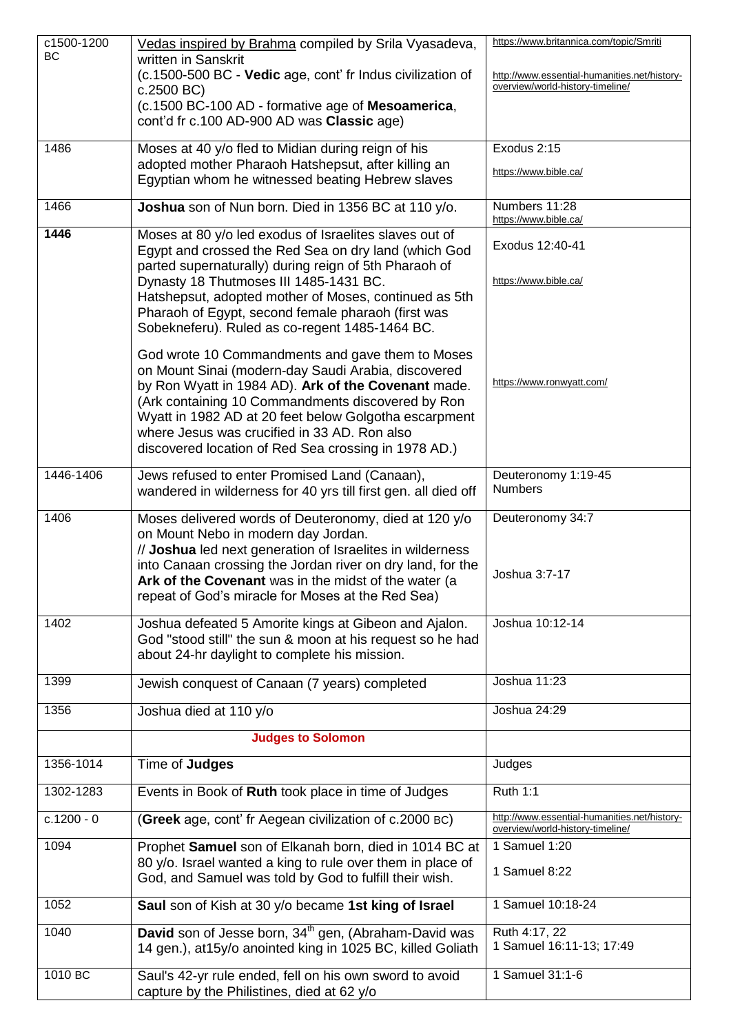| | | |
|---|---|---|
| c1500-1200 BC | Vedas inspired by Brahma compiled by Srila Vyasadeva, written in Sanskrit<br>(c.1500-500 BC - **Vedic** age, cont' fr Indus civilization of c.2500 BC)<br>(c.1500 BC-100 AD - formative age of **Mesoamerica**, cont'd fr c.100 AD-900 AD was **Classic** age) | https://www.britannica.com/topic/Smriti<br><br>http://www.essential-humanities.net/history-overview/world-history-timeline/ |
| 1486 | Moses at 40 y/o fled to Midian during reign of his adopted mother Pharaoh Hatshepsut, after killing an Egyptian whom he witnessed beating Hebrew slaves | Exodus 2:15<br><br>https://www.bible.ca/ |
| 1466 | **Joshua** son of Nun born. Died in 1356 BC at 110 y/o. | Numbers 11:28<br>https://www.bible.ca/ |
| **1446** | Moses at 80 y/o led exodus of Israelites slaves out of Egypt and crossed the Red Sea on dry land (which God parted supernaturally) during reign of 5th Pharaoh of Dynasty 18 Thutmoses III 1485-1431 BC.<br>Hatshepsut, adopted mother of Moses, continued as 5th Pharaoh of Egypt, second female pharaoh (first was Sobekneferu). Ruled as co-regent 1485-1464 BC.<br><br>God wrote 10 Commandments and gave them to Moses on Mount Sinai (modern-day Saudi Arabia, discovered by Ron Wyatt in 1984 AD). **Ark of the Covenant** made. (Ark containing 10 Commandments discovered by Ron Wyatt in 1982 AD at 20 feet below Golgotha escarpment where Jesus was crucified in 33 AD. Ron also discovered location of Red Sea crossing in 1978 AD.) | Exodus 12:40-41<br><br>https://www.bible.ca/<br><br>https://www.ronwyatt.com/ |
| 1446-1406 | Jews refused to enter Promised Land (Canaan), wandered in wilderness for 40 yrs till first gen. all died off | Deuteronomy 1:19-45<br>Numbers |
| 1406 | Moses delivered words of Deuteronomy, died at 120 y/o on Mount Nebo in modern day Jordan.<br>// **Joshua** led next generation of Israelites in wilderness into Canaan crossing the Jordan river on dry land, for the **Ark of the Covenant** was in the midst of the water (a repeat of God's miracle for Moses at the Red Sea) | Deuteronomy 34:7<br><br>Joshua 3:7-17 |
| 1402 | Joshua defeated 5 Amorite kings at Gibeon and Ajalon. God "stood still" the sun & moon at his request so he had about 24-hr daylight to complete his mission. | Joshua 10:12-14 |
| 1399 | Jewish conquest of Canaan (7 years) completed | Joshua 11:23 |
| 1356 | Joshua died at 110 y/o | Joshua 24:29 |
| | **Judges to Solomon** | |
| 1356-1014 | Time of **Judges** | Judges |
| 1302-1283 | Events in Book of **Ruth** took place in time of Judges | Ruth 1:1 |
| c.1200 - 0 | (**Greek** age, cont' fr Aegean civilization of c.2000 BC) | http://www.essential-humanities.net/history-overview/world-history-timeline/ |
| 1094 | Prophet **Samuel** son of Elkanah born, died in 1014 BC at 80 y/o. Israel wanted a king to rule over them in place of God, and Samuel was told by God to fulfill their wish. | 1 Samuel 1:20<br><br>1 Samuel 8:22 |
| 1052 | **Saul** son of Kish at 30 y/o became **1st king of Israel** | 1 Samuel 10:18-24 |
| 1040 | **David** son of Jesse born, 34th gen, (Abraham-David was 14 gen.), at15y/o anointed king in 1025 BC, killed Goliath | Ruth 4:17, 22<br>1 Samuel 16:11-13; 17:49 |
| 1010 BC | Saul's 42-yr rule ended, fell on his own sword to avoid capture by the Philistines, died at 62 y/o | 1 Samuel 31:1-6 |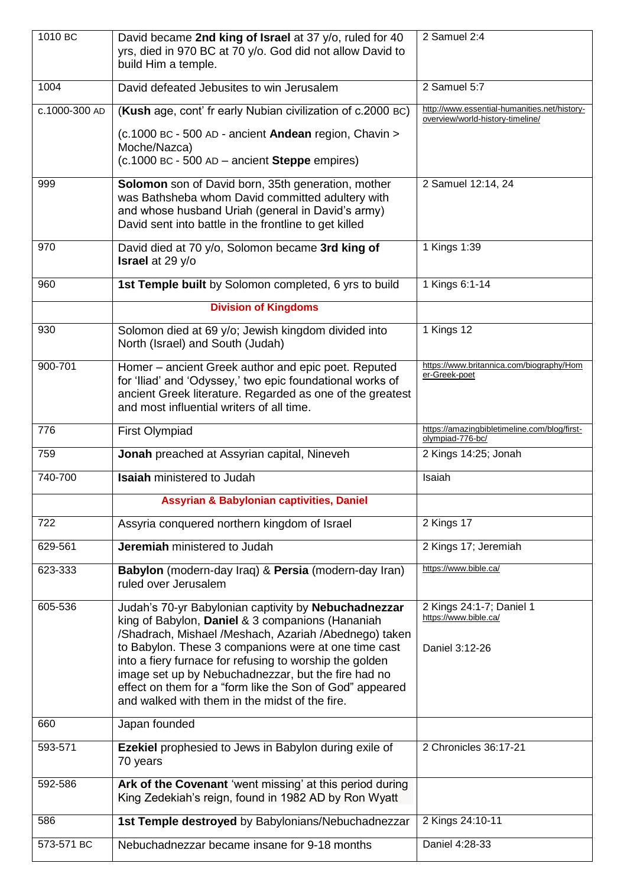| | | |
|---|---|---|
| 1010 BC | David became **2nd king of Israel** at 37 y/o, ruled for 40 yrs, died in 970 BC at 70 y/o. God did not allow David to build Him a temple. | 2 Samuel 2:4 |
| 1004 | David defeated Jebusites to win Jerusalem | 2 Samuel 5:7 |
| c.1000-300 AD | (**Kush** age, cont' fr early Nubian civilization of c.2000 BC)<br>(c.1000 BC - 500 AD - ancient **Andean** region, Chavin > Moche/Nazca)<br>(c.1000 BC - 500 AD – ancient **Steppe** empires) | http://www.essential-humanities.net/history-overview/world-history-timeline/ |
| 999 | **Solomon** son of David born, 35th generation, mother was Bathsheba whom David committed adultery with and whose husband Uriah (general in David's army) David sent into battle in the frontline to get killed | 2 Samuel 12:14, 24 |
| 970 | David died at 70 y/o, Solomon became **3rd king of Israel** at 29 y/o | 1 Kings 1:39 |
| 960 | **1st Temple built** by Solomon completed, 6 yrs to build | 1 Kings 6:1-14 |
| | **Division of Kingdoms** | |
| 930 | Solomon died at 69 y/o; Jewish kingdom divided into North (Israel) and South (Judah) | 1 Kings 12 |
| 900-701 | Homer – ancient Greek author and epic poet. Reputed for 'Iliad' and 'Odyssey,' two epic foundational works of ancient Greek literature. Regarded as one of the greatest and most influential writers of all time. | https://www.britannica.com/biography/Homer-Greek-poet |
| 776 | First Olympiad | https://amazingbibletimeline.com/blog/first-olympiad-776-bc/ |
| 759 | **Jonah** preached at Assyrian capital, Nineveh | 2 Kings 14:25; Jonah |
| 740-700 | **Isaiah** ministered to Judah | Isaiah |
| | **Assyrian & Babylonian captivities, Daniel** | |
| 722 | Assyria conquered northern kingdom of Israel | 2 Kings 17 |
| 629-561 | **Jeremiah** ministered to Judah | 2 Kings 17; Jeremiah |
| 623-333 | **Babylon** (modern-day Iraq) & **Persia** (modern-day Iran) ruled over Jerusalem | https://www.bible.ca/ |
| 605-536 | Judah's 70-yr Babylonian captivity by **Nebuchadnezzar** king of Babylon, **Daniel** & 3 companions (Hananiah /Shadrach, Mishael /Meshach, Azariah /Abednego) taken to Babylon. These 3 companions were at one time cast into a fiery furnace for refusing to worship the golden image set up by Nebuchadnezzar, but the fire had no effect on them for a "form like the Son of God" appeared and walked with them in the midst of the fire. | 2 Kings 24:1-7; Daniel 1<br>https://www.bible.ca/<br><br>Daniel 3:12-26 |
| 660 | Japan founded | |
| 593-571 | **Ezekiel** prophesied to Jews in Babylon during exile of 70 years | 2 Chronicles 36:17-21 |
| 592-586 | **Ark of the Covenant** 'went missing' at this period during King Zedekiah's reign, found in 1982 AD by Ron Wyatt | |
| 586 | **1st Temple destroyed** by Babylonians/Nebuchadnezzar | 2 Kings 24:10-11 |
| 573-571 BC | Nebuchadnezzar became insane for 9-18 months | Daniel 4:28-33 |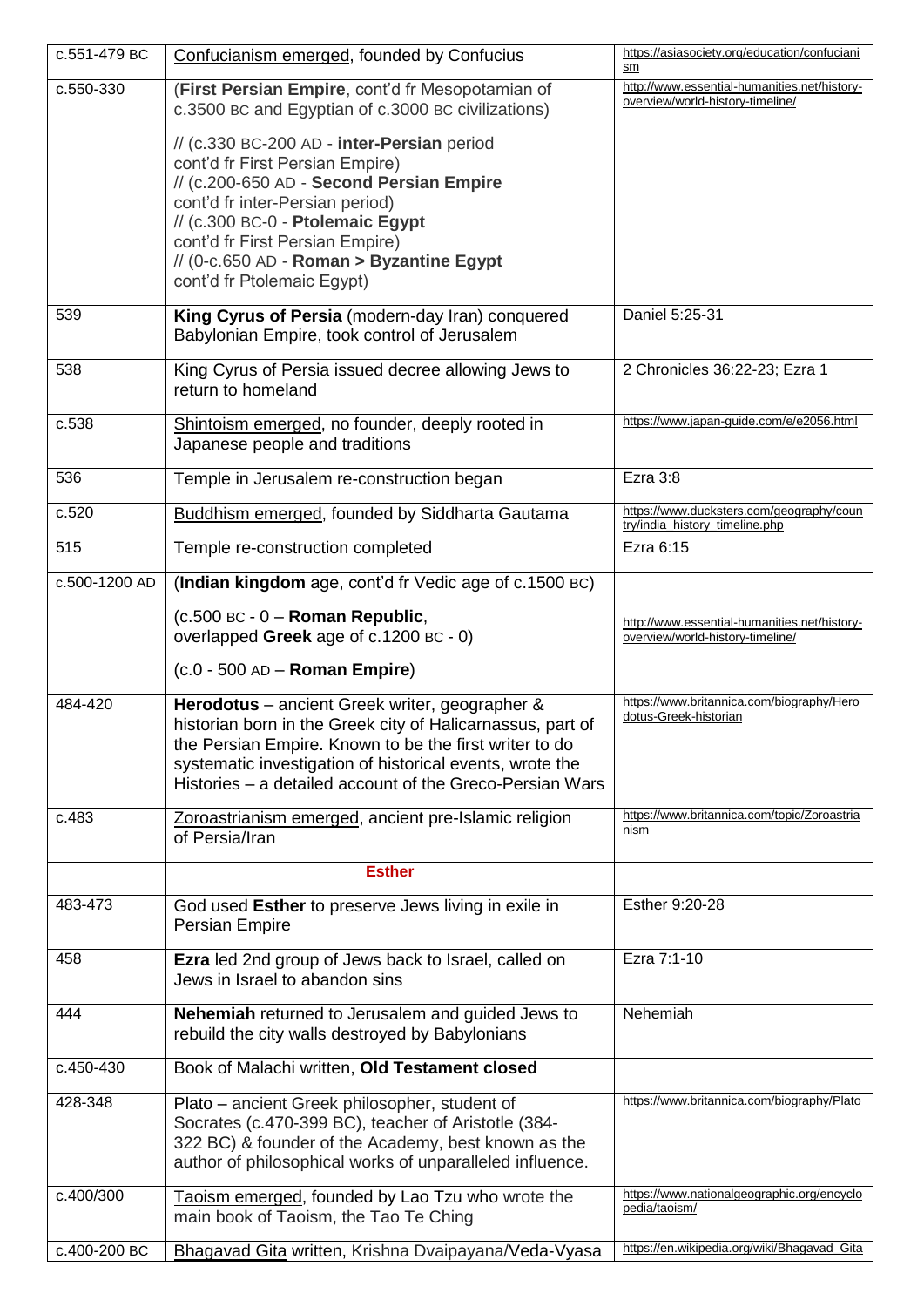| | | |
|---|---|---|
| c.551-479 BC | Confucianism emerged, founded by Confucius | https://asiasociety.org/education/confucianism |
| c.550-330 | (**First Persian Empire**, cont'd fr Mesopotamian of c.3500 BC and Egyptian of c.3000 BC civilizations)<br><br>// (c.330 BC-200 AD - **inter-Persian** period cont'd fr First Persian Empire)<br>// (c.200-650 AD - **Second Persian Empire** cont'd fr inter-Persian period)<br>// (c.300 BC-0 - **Ptolemaic Egypt** cont'd fr First Persian Empire)<br>// (0-c.650 AD - **Roman > Byzantine Egypt** cont'd fr Ptolemaic Egypt) | http://www.essential-humanities.net/history-overview/world-history-timeline/ |
| 539 | **King Cyrus of Persia** (modern-day Iran) conquered Babylonian Empire, took control of Jerusalem | Daniel 5:25-31 |
| 538 | King Cyrus of Persia issued decree allowing Jews to return to homeland | 2 Chronicles 36:22-23; Ezra 1 |
| c.538 | Shintoism emerged, no founder, deeply rooted in Japanese people and traditions | https://www.japan-guide.com/e/e2056.html |
| 536 | Temple in Jerusalem re-construction began | Ezra 3:8 |
| c.520 | Buddhism emerged, founded by Siddharta Gautama | https://www.ducksters.com/geography/country/india_history_timeline.php |
| 515 | Temple re-construction completed | Ezra 6:15 |
| c.500-1200 AD | (**Indian kingdom** age, cont'd fr Vedic age of c.1500 BC)<br><br>(c.500 BC - 0 – **Roman Republic**, overlapped **Greek** age of c.1200 BC - 0)<br><br>(c.0 - 500 AD – **Roman Empire**) | http://www.essential-humanities.net/history-overview/world-history-timeline/ |
| 484-420 | **Herodotus** – ancient Greek writer, geographer & historian born in the Greek city of Halicarnassus, part of the Persian Empire. Known to be the first writer to do systematic investigation of historical events, wrote the Histories – a detailed account of the Greco-Persian Wars | https://www.britannica.com/biography/Herodotus-Greek-historian |
| c.483 | Zoroastrianism emerged, ancient pre-Islamic religion of Persia/Iran | https://www.britannica.com/topic/Zoroastrianism |
| | **Esther** | |
| 483-473 | God used **Esther** to preserve Jews living in exile in Persian Empire | Esther 9:20-28 |
| 458 | **Ezra** led 2nd group of Jews back to Israel, called on Jews in Israel to abandon sins | Ezra 7:1-10 |
| 444 | **Nehemiah** returned to Jerusalem and guided Jews to rebuild the city walls destroyed by Babylonians | Nehemiah |
| c.450-430 | Book of Malachi written, **Old Testament closed** | |
| 428-348 | Plato – ancient Greek philosopher, student of Socrates (c.470-399 BC), teacher of Aristotle (384-322 BC) & founder of the Academy, best known as the author of philosophical works of unparalleled influence. | https://www.britannica.com/biography/Plato |
| c.400/300 | Taoism emerged, founded by Lao Tzu who wrote the main book of Taoism, the Tao Te Ching | https://www.nationalgeographic.org/encyclopedia/taoism/ |
| c.400-200 BC | Bhagavad Gita written, Krishna Dvaipayana/Veda-Vyasa | https://en.wikipedia.org/wiki/Bhagavad_Gita |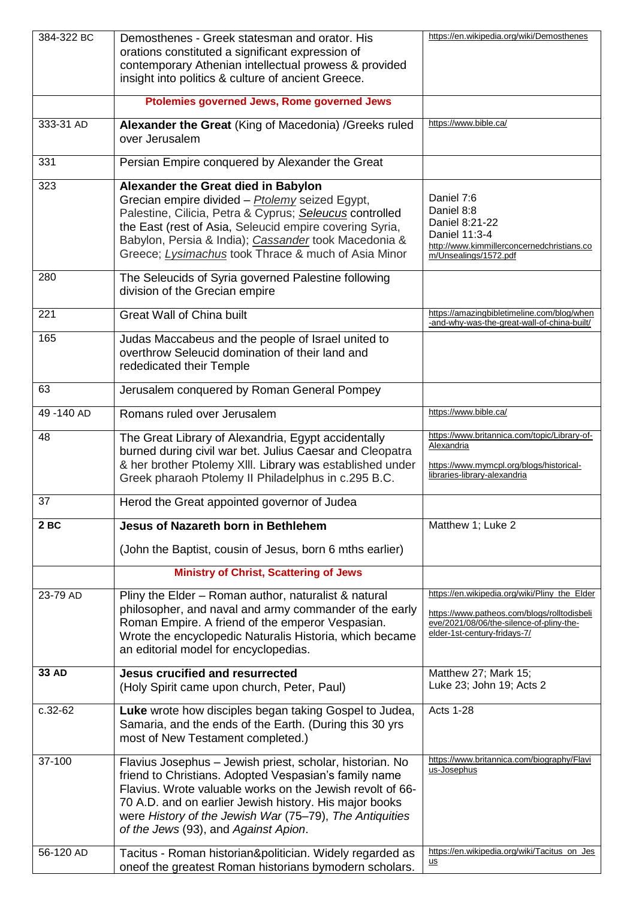| | | |
|---|---|---|
| 384-322 BC | Demosthenes - Greek statesman and orator. His orations constituted a significant expression of contemporary Athenian intellectual prowess & provided insight into politics & culture of ancient Greece. | https://en.wikipedia.org/wiki/Demosthenes |
| | **Ptolemies governed Jews, Rome governed Jews** | |
| 333-31 AD | **Alexander the Great** (King of Macedonia) /Greeks ruled over Jerusalem | https://www.bible.ca/ |
| 331 | Persian Empire conquered by Alexander the Great | |
| 323 | **Alexander the Great died in Babylon** Grecian empire divided – *Ptolemy* seized Egypt, Palestine, Cilicia, Petra & Cyprus; ***Seleucus*** controlled the East (rest of Asia, Seleucid empire covering Syria, Babylon, Persia & India); *Cassander* took Macedonia & Greece; *Lysimachus* took Thrace & much of Asia Minor | Daniel 7:6 Daniel 8:8 Daniel 8:21-22 Daniel 11:3-4 http://www.kimmillerconcernedchristians.com/Unsealings/1572.pdf |
| 280 | The Seleucids of Syria governed Palestine following division of the Grecian empire | |
| 221 | Great Wall of China built | https://amazingbibletimeline.com/blog/when-and-why-was-the-great-wall-of-china-built/ |
| 165 | Judas Maccabeus and the people of Israel united to overthrow Seleucid domination of their land and rededicated their Temple | |
| 63 | Jerusalem conquered by Roman General Pompey | |
| 49 -140 AD | Romans ruled over Jerusalem | https://www.bible.ca/ |
| 48 | The Great Library of Alexandria, Egypt accidentally burned during civil war bet. Julius Caesar and Cleopatra & her brother Ptolemy XIII. Library was established under Greek pharaoh Ptolemy II Philadelphus in c.295 B.C. | https://www.britannica.com/topic/Library-of-Alexandria https://www.mymcpl.org/blogs/historical-libraries-library-alexandria |
| 37 | Herod the Great appointed governor of Judea | |
| **2 BC** | **Jesus of Nazareth born in Bethlehem** (John the Baptist, cousin of Jesus, born 6 mths earlier) | Matthew 1; Luke 2 |
| | **Ministry of Christ, Scattering of Jews** | |
| 23-79 AD | Pliny the Elder – Roman author, naturalist & natural philosopher, and naval and army commander of the early Roman Empire. A friend of the emperor Vespasian. Wrote the encyclopedic Naturalis Historia, which became an editorial model for encyclopedias. | https://en.wikipedia.org/wiki/Pliny_the_Elder https://www.patheos.com/blogs/rolltodisbelieve/2021/08/06/the-silence-of-pliny-the-elder-1st-century-fridays-7/ |
| **33 AD** | **Jesus crucified and resurrected** (Holy Spirit came upon church, Peter, Paul) | Matthew 27; Mark 15; Luke 23; John 19; Acts 2 |
| c.32-62 | **Luke** wrote how disciples began taking Gospel to Judea, Samaria, and the ends of the Earth. (During this 30 yrs most of New Testament completed.) | Acts 1-28 |
| 37-100 | Flavius Josephus – Jewish priest, scholar, historian. No friend to Christians. Adopted Vespasian's family name Flavius. Wrote valuable works on the Jewish revolt of 66-70 A.D. and on earlier Jewish history. His major books were *History of the Jewish War* (75–79), *The Antiquities of the Jews* (93), and *Against Apion*. | https://www.britannica.com/biography/Flavius-Josephus |
| 56-120 AD | Tacitus - Roman historian&politician. Widely regarded as oneof the greatest Roman historians bymodern scholars. | https://en.wikipedia.org/wiki/Tacitus_on_Jesus |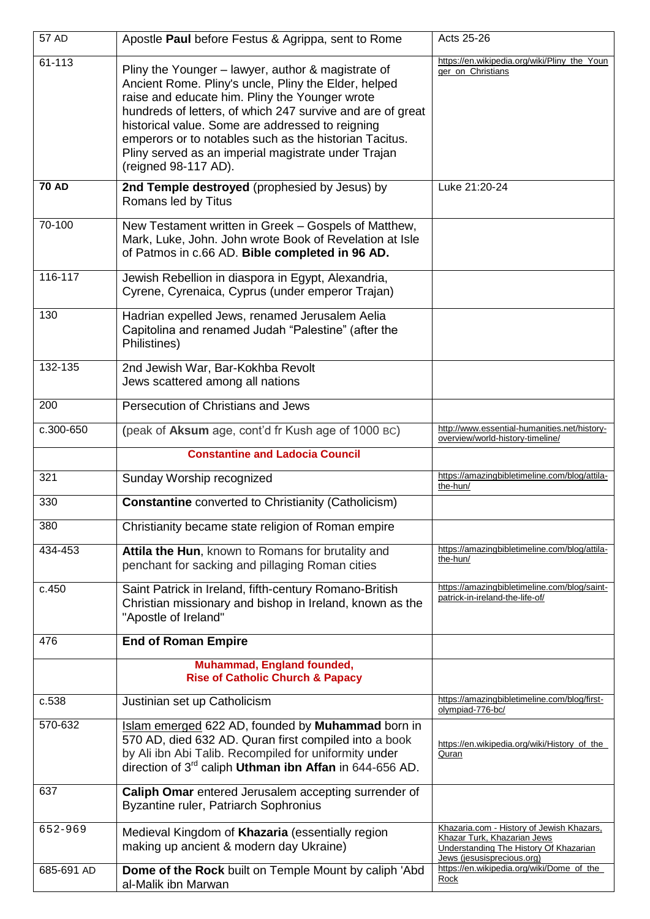| | | |
|---|---|---|
| 57 AD | Apostle **Paul** before Festus & Agrippa, sent to Rome | Acts 25-26 |
| 61-113 | Pliny the Younger – lawyer, author & magistrate of Ancient Rome. Pliny's uncle, Pliny the Elder, helped raise and educate him. Pliny the Younger wrote hundreds of letters, of which 247 survive and are of great historical value. Some are addressed to reigning emperors or to notables such as the historian Tacitus. Pliny served as an imperial magistrate under Trajan (reigned 98-117 AD). | https://en.wikipedia.org/wiki/Pliny_the_Younger_on_Christians |
| **70 AD** | **2nd Temple destroyed** (prophesied by Jesus) by Romans led by Titus | Luke 21:20-24 |
| 70-100 | New Testament written in Greek – Gospels of Matthew, Mark, Luke, John. John wrote Book of Revelation at Isle of Patmos in c.66 AD. **Bible completed in 96 AD.** | |
| 116-117 | Jewish Rebellion in diaspora in Egypt, Alexandria, Cyrene, Cyrenaica, Cyprus (under emperor Trajan) | |
| 130 | Hadrian expelled Jews, renamed Jerusalem Aelia Capitolina and renamed Judah "Palestine" (after the Philistines) | |
| 132-135 | 2nd Jewish War, Bar-Kokhba Revolt<br>Jews scattered among all nations | |
| 200 | Persecution of Christians and Jews | |
| c.300-650 | (peak of **Aksum** age, cont'd fr Kush age of 1000 BC) | http://www.essential-humanities.net/history-overview/world-history-timeline/ |
| | **Constantine and Ladocia Council** | |
| 321 | Sunday Worship recognized | https://amazingbibletimeline.com/blog/attila-the-hun/ |
| 330 | **Constantine** converted to Christianity (Catholicism) | |
| 380 | Christianity became state religion of Roman empire | |
| 434-453 | **Attila the Hun**, known to Romans for brutality and penchant for sacking and pillaging Roman cities | https://amazingbibletimeline.com/blog/attila-the-hun/ |
| c.450 | Saint Patrick in Ireland, fifth-century Romano-British Christian missionary and bishop in Ireland, known as the "Apostle of Ireland" | https://amazingbibletimeline.com/blog/saint-patrick-in-ireland-the-life-of/ |
| 476 | **End of Roman Empire** | |
| | **Muhammad, England founded,<br>Rise of Catholic Church & Papacy** | |
| c.538 | Justinian set up Catholicism | https://amazingbibletimeline.com/blog/first-olympiad-776-bc/ |
| 570-632 | Islam emerged 622 AD, founded by **Muhammad** born in 570 AD, died 632 AD. Quran first compiled into a book by Ali ibn Abi Talib. Recompiled for uniformity under direction of 3rd caliph **Uthman ibn Affan** in 644-656 AD. | https://en.wikipedia.org/wiki/History_of_the_Quran |
| 637 | **Caliph Omar** entered Jerusalem accepting surrender of Byzantine ruler, Patriarch Sophronius | |
| 652-969 | Medieval Kingdom of **Khazaria** (essentially region making up ancient & modern day Ukraine) | Khazaria.com - History of Jewish Khazars, Khazar Turk, Khazarian Jews<br>Understanding The History Of Khazarian Jews (jesusisprecious.org) |
| 685-691 AD | **Dome of the Rock** built on Temple Mount by caliph 'Abd al-Malik ibn Marwan | https://en.wikipedia.org/wiki/Dome_of_the_Rock |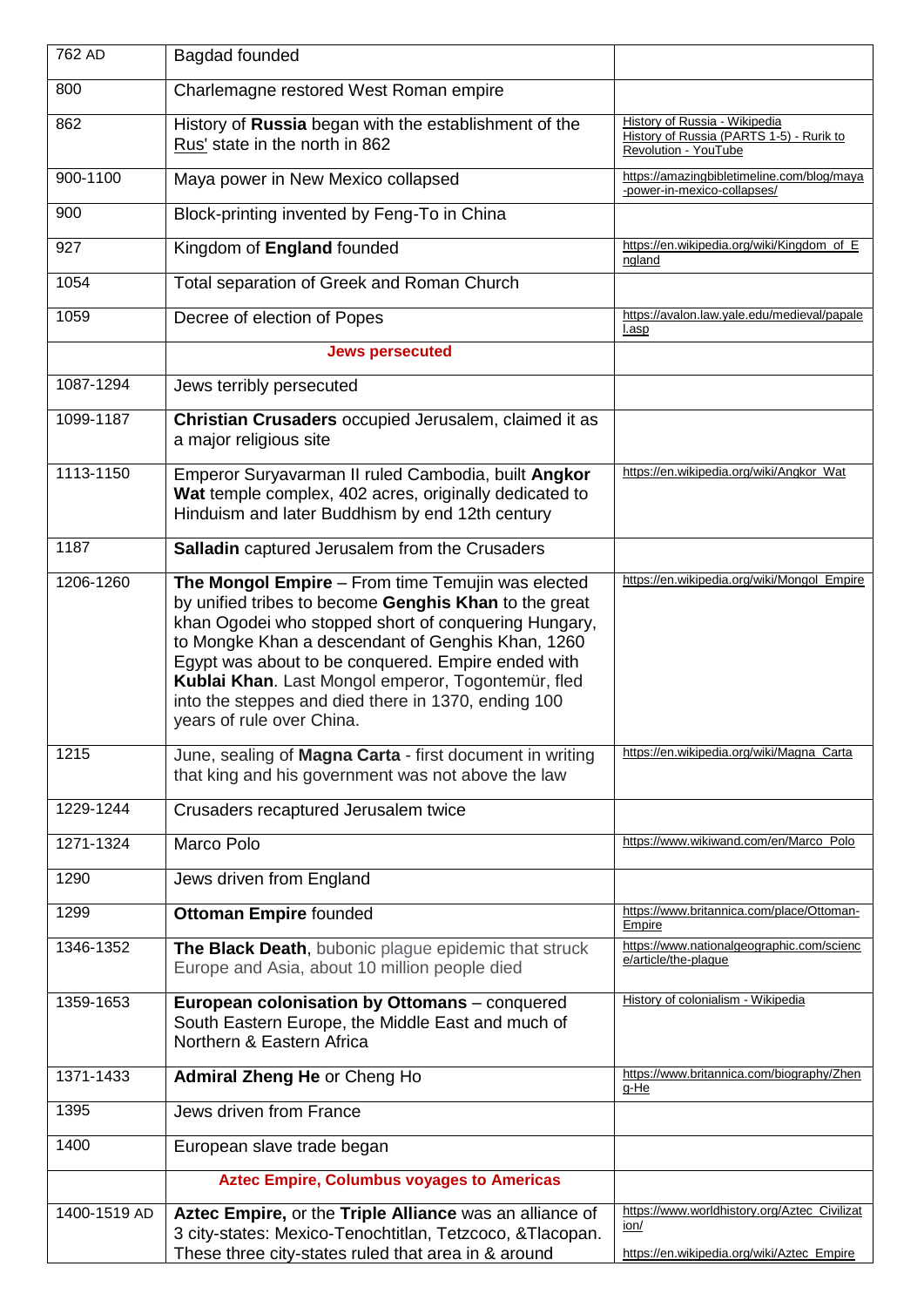| | | |
|---|---|---|
| 762 AD | Bagdad founded | |
| 800 | Charlemagne restored West Roman empire | |
| 862 | History of **Russia** began with the establishment of the Rus' state in the north in 862 | History of Russia - Wikipedia<br>History of Russia (PARTS 1-5) - Rurik to Revolution - YouTube |
| 900-1100 | Maya power in New Mexico collapsed | https://amazingbibletimeline.com/blog/maya-power-in-mexico-collapses/ |
| 900 | Block-printing invented by Feng-To in China | |
| 927 | Kingdom of **England** founded | https://en.wikipedia.org/wiki/Kingdom_of_England |
| 1054 | Total separation of Greek and Roman Church | |
| 1059 | Decree of election of Popes | https://avalon.law.yale.edu/medieval/papalel.asp |
| | **Jews persecuted** | |
| 1087-1294 | Jews terribly persecuted | |
| 1099-1187 | **Christian Crusaders** occupied Jerusalem, claimed it as a major religious site | |
| 1113-1150 | Emperor Suryavarman II ruled Cambodia, built **Angkor Wat** temple complex, 402 acres, originally dedicated to Hinduism and later Buddhism by end 12th century | https://en.wikipedia.org/wiki/Angkor_Wat |
| 1187 | **Salladin** captured Jerusalem from the Crusaders | |
| 1206-1260 | **The Mongol Empire** – From time Temujin was elected by unified tribes to become **Genghis Khan** to the great khan Ogodei who stopped short of conquering Hungary, to Mongke Khan a descendant of Genghis Khan, 1260 Egypt was about to be conquered. Empire ended with **Kublai Khan**. Last Mongol emperor, Togontemür, fled into the steppes and died there in 1370, ending 100 years of rule over China. | https://en.wikipedia.org/wiki/Mongol_Empire |
| 1215 | June, sealing of **Magna Carta** - first document in writing that king and his government was not above the law | https://en.wikipedia.org/wiki/Magna_Carta |
| 1229-1244 | Crusaders recaptured Jerusalem twice | |
| 1271-1324 | Marco Polo | https://www.wikiwand.com/en/Marco_Polo |
| 1290 | Jews driven from England | |
| 1299 | **Ottoman Empire** founded | https://www.britannica.com/place/Ottoman-Empire |
| 1346-1352 | **The Black Death**, bubonic plague epidemic that struck Europe and Asia, about 10 million people died | https://www.nationalgeographic.com/science/article/the-plague |
| 1359-1653 | **European colonisation by Ottomans** – conquered South Eastern Europe, the Middle East and much of Northern & Eastern Africa | History of colonialism - Wikipedia |
| 1371-1433 | **Admiral Zheng He** or Cheng Ho | https://www.britannica.com/biography/Zheng-He |
| 1395 | Jews driven from France | |
| 1400 | European slave trade began | |
| | **Aztec Empire, Columbus voyages to Americas** | |
| 1400-1519 AD | **Aztec Empire,** or the **Triple Alliance** was an alliance of 3 city-states: Mexico-Tenochtitlan, Tetzcoco, &Tlacopan. These three city-states ruled that area in & around | https://www.worldhistory.org/Aztec_Civilization/<br>https://en.wikipedia.org/wiki/Aztec_Empire |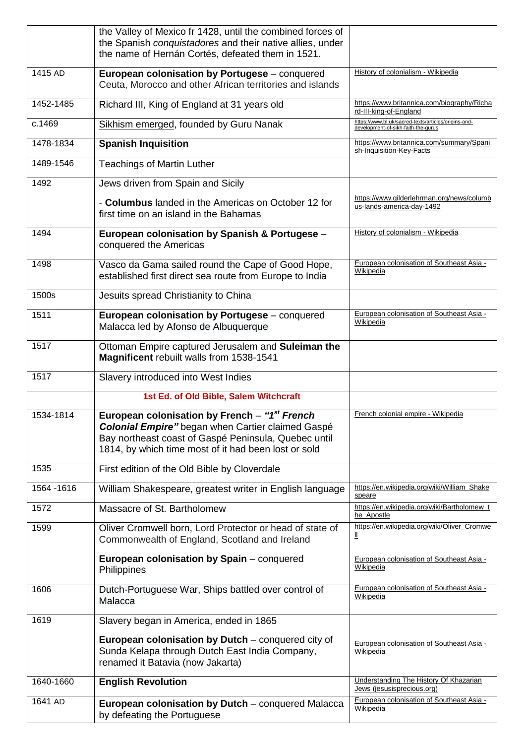| | | |
|---|---|---|
| | the Valley of Mexico fr 1428, until the combined forces of the Spanish *conquistadores* and their native allies, under the name of Hernán Cortés, defeated them in 1521. | |
| 1415 AD | **European colonisation by Portugese** – conquered Ceuta, Morocco and other African territories and islands | History of colonialism - Wikipedia |
| 1452-1485 | Richard III, King of England at 31 years old | https://www.britannica.com/biography/Richard-III-king-of-England |
| c.1469 | Sikhism emerged, founded by Guru Nanak | https://www.bl.uk/sacred-texts/articles/origins-and-development-of-sikh-faith-the-gurus |
| 1478-1834 | **Spanish Inquisition** | https://www.britannica.com/summary/Spanish-Inquisition-Key-Facts |
| 1489-1546 | Teachings of Martin Luther | |
| 1492 | Jews driven from Spain and Sicily<br><br>- **Columbus** landed in the Americas on October 12 for first time on an island in the Bahamas | https://www.gilderlehrman.org/news/columbus-lands-america-day-1492 |
| 1494 | **European colonisation by Spanish & Portugese** – conquered the Americas | History of colonialism - Wikipedia |
| 1498 | Vasco da Gama sailed round the Cape of Good Hope, established first direct sea route from Europe to India | European colonisation of Southeast Asia - Wikipedia |
| 1500s | Jesuits spread Christianity to China | |
| 1511 | **European colonisation by Portugese** – conquered Malacca led by Afonso de Albuquerque | European colonisation of Southeast Asia - Wikipedia |
| 1517 | Ottoman Empire captured Jerusalem and **Suleiman the Magnificent** rebuilt walls from 1538-1541 | |
| 1517 | Slavery introduced into West Indies | |
| | **1st Ed. of Old Bible, Salem Witchcraft** | |
| 1534-1814 | **European colonisation by French** – ***"1st French Colonial Empire"*** began when Cartier claimed Gaspé Bay northeast coast of Gaspé Peninsula, Quebec until 1814, by which time most of it had been lost or sold | French colonial empire - Wikipedia |
| 1535 | First edition of the Old Bible by Cloverdale | |
| 1564 -1616 | William Shakespeare, greatest writer in English language | https://en.wikipedia.org/wiki/William_Shakespeare |
| 1572 | Massacre of St. Bartholomew | https://en.wikipedia.org/wiki/Bartholomew_the_Apostle |
| 1599 | Oliver Cromwell born, Lord Protector or head of state of Commonwealth of England, Scotland and Ireland<br><br>**European colonisation by Spain** – conquered Philippines | https://en.wikipedia.org/wiki/Oliver_Cromwell<br><br>European colonisation of Southeast Asia - Wikipedia |
| 1606 | Dutch-Portuguese War, Ships battled over control of Malacca | European colonisation of Southeast Asia - Wikipedia |
| 1619 | Slavery began in America, ended in 1865<br><br>**European colonisation by Dutch** – conquered city of Sunda Kelapa through Dutch East India Company, renamed it Batavia (now Jakarta) | European colonisation of Southeast Asia - Wikipedia |
| 1640-1660 | **English Revolution** | Understanding The History Of Khazarian Jews (jesusisprecious.org) |
| 1641 AD | **European colonisation by Dutch** – conquered Malacca by defeating the Portuguese | European colonisation of Southeast Asia - Wikipedia |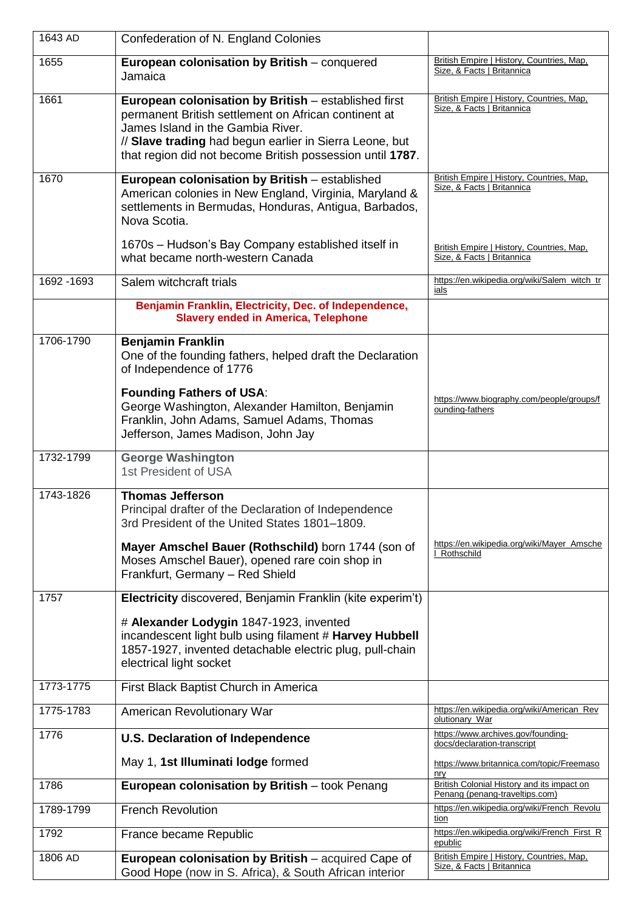| 1643 AD | Confederation of N. England Colonies | |
|---|---|---|
| 1655 | **European colonisation by British** – conquered Jamaica | British Empire \| History, Countries, Map, Size, & Facts \| Britannica |
| 1661 | **European colonisation by British** – established first permanent British settlement on African continent at James Island in the Gambia River. // **Slave trading** had begun earlier in Sierra Leone, but that region did not become British possession until **1787**. | British Empire \| History, Countries, Map, Size, & Facts \| Britannica |
| 1670 | **European colonisation by British** – established American colonies in New England, Virginia, Maryland & settlements in Bermudas, Honduras, Antigua, Barbados, Nova Scotia.<br><br>1670s – Hudson's Bay Company established itself in what became north-western Canada | British Empire \| History, Countries, Map, Size, & Facts \| Britannica<br><br>British Empire \| History, Countries, Map, Size, & Facts \| Britannica |
| 1692 -1693 | Salem witchcraft trials | https://en.wikipedia.org/wiki/Salem_witch_trials |
| | **Benjamin Franklin, Electricity, Dec. of Independence, Slavery ended in America, Telephone** | |
| 1706-1790 | **Benjamin Franklin**<br>One of the founding fathers, helped draft the Declaration of Independence of 1776<br><br>**Founding Fathers of USA**:<br>George Washington, Alexander Hamilton, Benjamin Franklin, John Adams, Samuel Adams, Thomas Jefferson, James Madison, John Jay | https://www.biography.com/people/groups/founding-fathers |
| 1732-1799 | **George Washington**<br>1st President of USA | |
| 1743-1826 | **Thomas Jefferson**<br>Principal drafter of the Declaration of Independence<br>3rd President of the United States 1801–1809.<br><br>**Mayer Amschel Bauer (Rothschild)** born 1744 (son of Moses Amschel Bauer), opened rare coin shop in Frankfurt, Germany – Red Shield | https://en.wikipedia.org/wiki/Mayer_Amschel_Rothschild |
| 1757 | **Electricity** discovered, Benjamin Franklin (kite experim't)<br><br># **Alexander Lodygin** 1847-1923, invented incandescent light bulb using filament # **Harvey Hubbell** 1857-1927, invented detachable electric plug, pull-chain electrical light socket | |
| 1773-1775 | First Black Baptist Church in America | |
| 1775-1783 | American Revolutionary War | https://en.wikipedia.org/wiki/American_Revolutionary_War |
| 1776 | **U.S. Declaration of Independence**<br><br>May 1, **1st Illuminati lodge** formed | https://www.archives.gov/founding-docs/declaration-transcript<br><br>https://www.britannica.com/topic/Freemasonry |
| 1786 | **European colonisation by British** – took Penang | British Colonial History and its impact on Penang (penang-traveltips.com) |
| 1789-1799 | French Revolution | https://en.wikipedia.org/wiki/French_Revolution |
| 1792 | France became Republic | https://en.wikipedia.org/wiki/French_First_Republic |
| 1806 AD | **European colonisation by British** – acquired Cape of Good Hope (now in S. Africa), & South African interior | British Empire \| History, Countries, Map, Size, & Facts \| Britannica |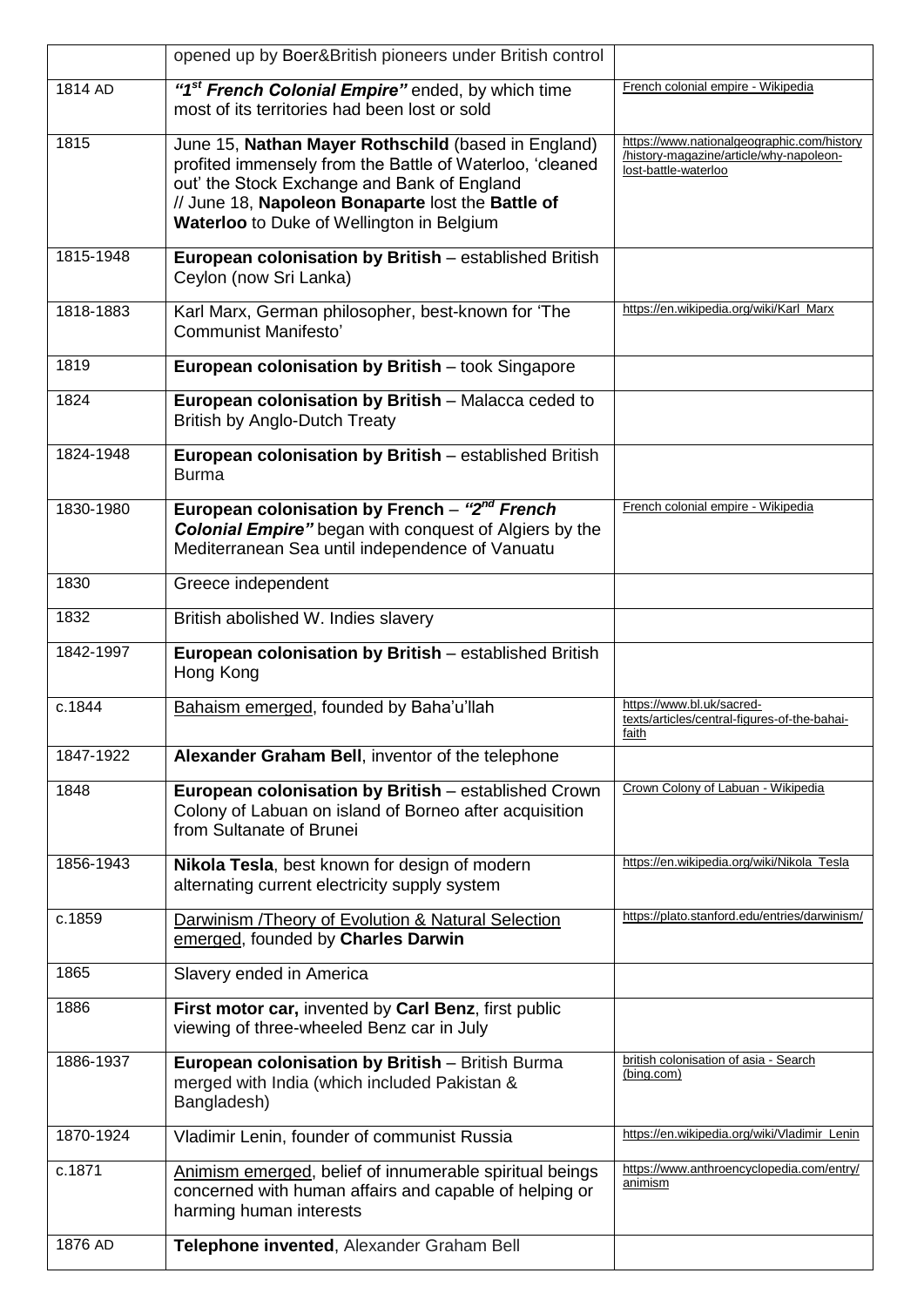| | | |
|---|---|---|
| | opened up by Boer&British pioneers under British control | |
| 1814 AD | ***"1st French Colonial Empire"*** ended, by which time most of its territories had been lost or sold | French colonial empire - Wikipedia |
| 1815 | June 15, **Nathan Mayer Rothschild** (based in England) profited immensely from the Battle of Waterloo, 'cleaned out' the Stock Exchange and Bank of England // June 18, **Napoleon Bonaparte** lost the **Battle of Waterloo** to Duke of Wellington in Belgium | https://www.nationalgeographic.com/history/history-magazine/article/why-napoleon-lost-battle-waterloo |
| 1815-1948 | **European colonisation by British** – established British Ceylon (now Sri Lanka) | |
| 1818-1883 | Karl Marx, German philosopher, best-known for 'The Communist Manifesto' | https://en.wikipedia.org/wiki/Karl_Marx |
| 1819 | **European colonisation by British** – took Singapore | |
| 1824 | **European colonisation by British** – Malacca ceded to British by Anglo-Dutch Treaty | |
| 1824-1948 | **European colonisation by British** – established British Burma | |
| 1830-1980 | **European colonisation by French** – ***"2nd French Colonial Empire"*** began with conquest of Algiers by the Mediterranean Sea until independence of Vanuatu | French colonial empire - Wikipedia |
| 1830 | Greece independent | |
| 1832 | British abolished W. Indies slavery | |
| 1842-1997 | **European colonisation by British** – established British Hong Kong | |
| c.1844 | Bahaism emerged, founded by Baha'u'llah | https://www.bl.uk/sacred-texts/articles/central-figures-of-the-bahai-faith |
| 1847-1922 | **Alexander Graham Bell**, inventor of the telephone | |
| 1848 | **European colonisation by British** – established Crown Colony of Labuan on island of Borneo after acquisition from Sultanate of Brunei | Crown Colony of Labuan - Wikipedia |
| 1856-1943 | **Nikola Tesla**, best known for design of modern alternating current electricity supply system | https://en.wikipedia.org/wiki/Nikola_Tesla |
| c.1859 | Darwinism /Theory of Evolution & Natural Selection emerged, founded by **Charles Darwin** | https://plato.stanford.edu/entries/darwinism/ |
| 1865 | Slavery ended in America | |
| 1886 | **First motor car,** invented by **Carl Benz**, first public viewing of three-wheeled Benz car in July | |
| 1886-1937 | **European colonisation by British** – British Burma merged with India (which included Pakistan & Bangladesh) | british colonisation of asia - Search (bing.com) |
| 1870-1924 | Vladimir Lenin, founder of communist Russia | https://en.wikipedia.org/wiki/Vladimir_Lenin |
| c.1871 | Animism emerged, belief of innumerable spiritual beings concerned with human affairs and capable of helping or harming human interests | https://www.anthroencyclopedia.com/entry/animism |
| 1876 AD | **Telephone invented**, Alexander Graham Bell | |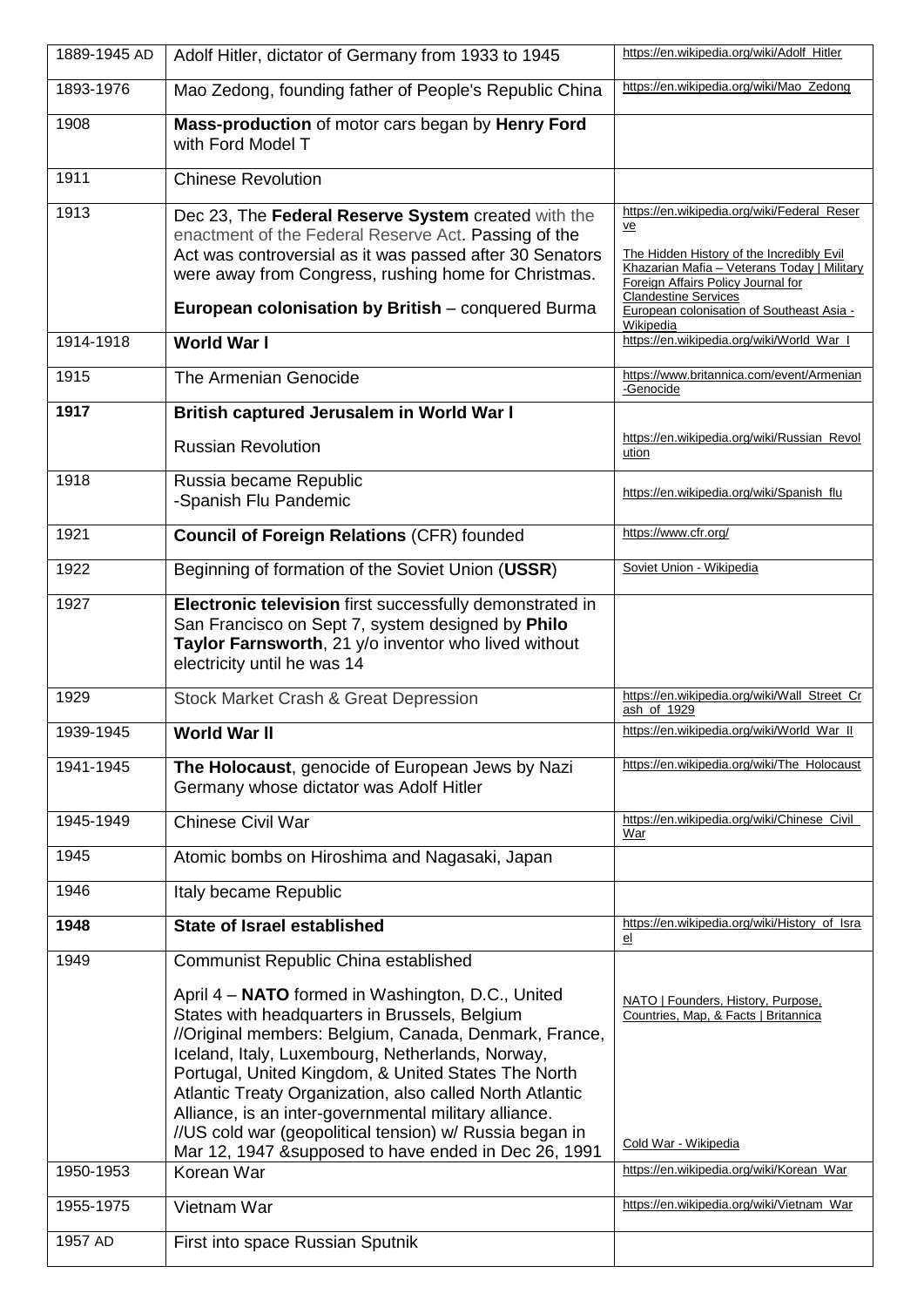| 1889-1945 AD | Adolf Hitler, dictator of Germany from 1933 to 1945 | https://en.wikipedia.org/wiki/Adolf_Hitler |
|---|---|---|
| 1893-1976 | Mao Zedong, founding father of People's Republic China | https://en.wikipedia.org/wiki/Mao_Zedong |
| 1908 | **Mass-production** of motor cars began by **Henry Ford** with Ford Model T | |
| 1911 | Chinese Revolution | |
| 1913 | Dec 23, The **Federal Reserve System** created with the enactment of the Federal Reserve Act. Passing of the Act was controversial as it was passed after 30 Senators were away from Congress, rushing home for Christmas.<br><br>**European colonisation by British** – conquered Burma | https://en.wikipedia.org/wiki/Federal_Reserve<br><br>The Hidden History of the Incredibly Evil Khazarian Mafia – Veterans Today \| Military Foreign Affairs Policy Journal for Clandestine Services<br>European colonisation of Southeast Asia - Wikipedia |
| 1914-1918 | **World War l** | https://en.wikipedia.org/wiki/World_War_I |
| 1915 | The Armenian Genocide | https://www.britannica.com/event/Armenian-Genocide |
| **1917** | **British captured Jerusalem in World War l**<br><br>Russian Revolution | <br><br>https://en.wikipedia.org/wiki/Russian_Revolution |
| 1918 | Russia became Republic<br>-Spanish Flu Pandemic | https://en.wikipedia.org/wiki/Spanish_flu |
| 1921 | **Council of Foreign Relations** (CFR) founded | https://www.cfr.org/ |
| 1922 | Beginning of formation of the Soviet Union (**USSR**) | Soviet Union - Wikipedia |
| 1927 | **Electronic television** first successfully demonstrated in San Francisco on Sept 7, system designed by **Philo Taylor Farnsworth**, 21 y/o inventor who lived without electricity until he was 14 | |
| 1929 | Stock Market Crash & Great Depression | https://en.wikipedia.org/wiki/Wall_Street_Crash_of_1929 |
| 1939-1945 | **World War ll** | https://en.wikipedia.org/wiki/World_War_II |
| 1941-1945 | **The Holocaust**, genocide of European Jews by Nazi Germany whose dictator was Adolf Hitler | https://en.wikipedia.org/wiki/The_Holocaust |
| 1945-1949 | Chinese Civil War | https://en.wikipedia.org/wiki/Chinese_Civil_War |
| 1945 | Atomic bombs on Hiroshima and Nagasaki, Japan | |
| 1946 | Italy became Republic | |
| **1948** | **State of Israel established** | https://en.wikipedia.org/wiki/History_of_Israel |
| 1949 | Communist Republic China established<br><br>April 4 – **NATO** formed in Washington, D.C., United States with headquarters in Brussels, Belgium //Original members: Belgium, Canada, Denmark, France, Iceland, Italy, Luxembourg, Netherlands, Norway, Portugal, United Kingdom, & United States The North Atlantic Treaty Organization, also called North Atlantic Alliance, is an inter-governmental military alliance.<br>//US cold war (geopolitical tension) w/ Russia began in Mar 12, 1947 &supposed to have ended in Dec 26, 1991 | <br><br>NATO \| Founders, History, Purpose, Countries, Map, & Facts \| Britannica<br><br>Cold War - Wikipedia |
| 1950-1953 | Korean War | https://en.wikipedia.org/wiki/Korean_War |
| 1955-1975 | Vietnam War | https://en.wikipedia.org/wiki/Vietnam_War |
| 1957 AD | First into space Russian Sputnik | |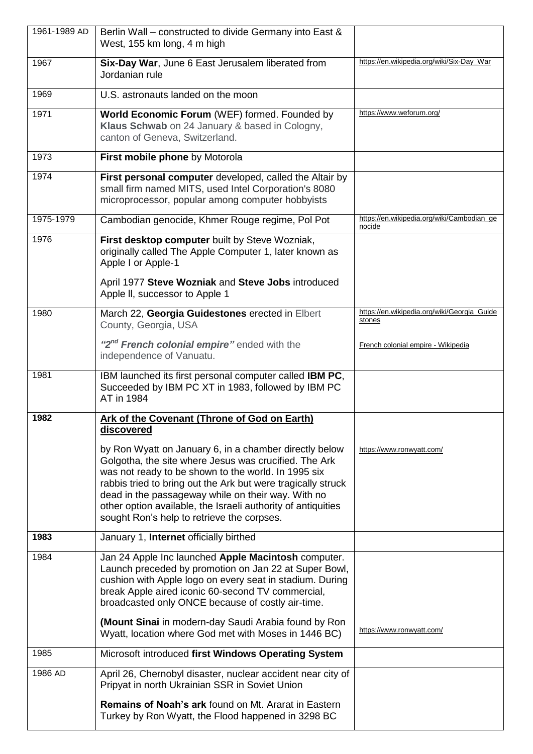| 1961-1989 AD | Berlin Wall – constructed to divide Germany into East & West, 155 km long, 4 m high | |
|---|---|---|
| 1967 | **Six-Day War**, June 6 East Jerusalem liberated from Jordanian rule | https://en.wikipedia.org/wiki/Six-Day_War |
| 1969 | U.S. astronauts landed on the moon | |
| 1971 | **World Economic Forum** (WEF) formed. Founded by **Klaus Schwab** on 24 January & based in Cologny, canton of Geneva, Switzerland. | https://www.weforum.org/ |
| 1973 | **First mobile phone** by Motorola | |
| 1974 | **First personal computer** developed, called the Altair by small firm named MITS, used Intel Corporation's 8080 microprocessor, popular among computer hobbyists | |
| 1975-1979 | Cambodian genocide, Khmer Rouge regime, Pol Pot | https://en.wikipedia.org/wiki/Cambodian_genocide |
| 1976 | **First desktop computer** built by Steve Wozniak, originally called The Apple Computer 1, later known as Apple I or Apple-1<br><br>April 1977 **Steve Wozniak** and **Steve Jobs** introduced Apple ll, successor to Apple 1 | |
| 1980 | March 22, **Georgia Guidestones** erected in Elbert County, Georgia, USA<br><br>***"2nd French colonial empire"*** ended with the independence of Vanuatu. | https://en.wikipedia.org/wiki/Georgia_Guidestones<br><br>French colonial empire - Wikipedia |
| 1981 | IBM launched its first personal computer called **IBM PC**, Succeeded by IBM PC XT in 1983, followed by IBM PC AT in 1984 | |
| **1982** | **Ark of the Covenant (Throne of God on Earth) discovered**<br><br>by Ron Wyatt on January 6, in a chamber directly below Golgotha, the site where Jesus was crucified. The Ark was not ready to be shown to the world. In 1995 six rabbis tried to bring out the Ark but were tragically struck dead in the passageway while on their way. With no other option available, the Israeli authority of antiquities sought Ron's help to retrieve the corpses. | https://www.ronwyatt.com/ |
| **1983** | January 1, **Internet** officially birthed | |
| 1984 | Jan 24 Apple Inc launched **Apple Macintosh** computer. Launch preceded by promotion on Jan 22 at Super Bowl, cushion with Apple logo on every seat in stadium. During break Apple aired iconic 60-second TV commercial, broadcasted only ONCE because of costly air-time.<br><br>**(Mount Sinai** in modern-day Saudi Arabia found by Ron Wyatt, location where God met with Moses in 1446 BC) | https://www.ronwyatt.com/ |
| 1985 | Microsoft introduced **first Windows Operating System** | |
| 1986 AD | April 26, Chernobyl disaster, nuclear accident near city of Pripyat in north Ukrainian SSR in Soviet Union<br><br>**Remains of Noah's ark** found on Mt. Ararat in Eastern Turkey by Ron Wyatt, the Flood happened in 3298 BC | |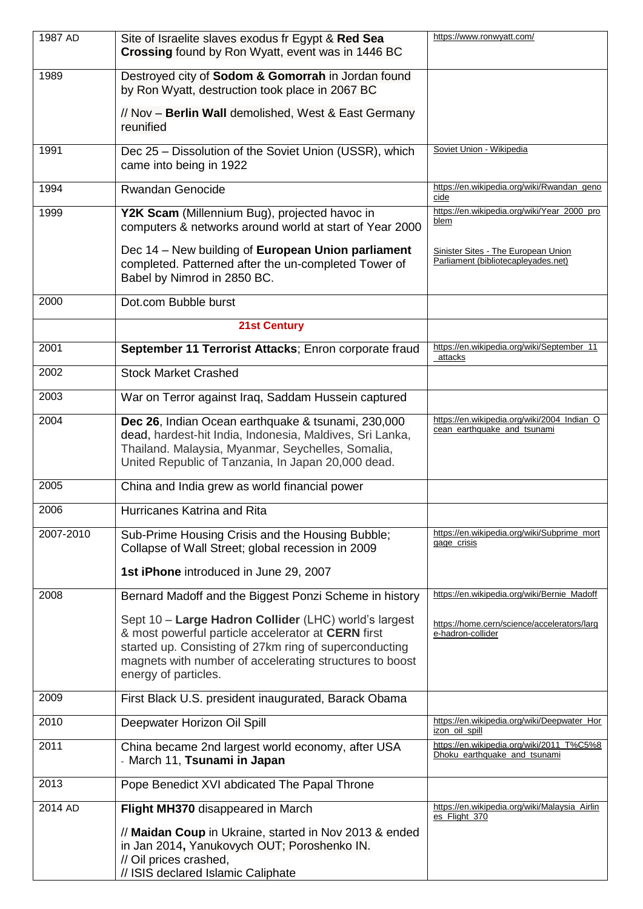| 1987 AD | Site of Israelite slaves exodus fr Egypt & **Red Sea Crossing** found by Ron Wyatt, event was in 1446 BC | https://www.ronwyatt.com/ |
|---|---|---|
| 1989 | Destroyed city of **Sodom & Gomorrah** in Jordan found by Ron Wyatt, destruction took place in 2067 BC<br><br>// Nov – **Berlin Wall** demolished, West & East Germany reunified | |
| 1991 | Dec 25 – Dissolution of the Soviet Union (USSR), which came into being in 1922 | Soviet Union - Wikipedia |
| 1994 | Rwandan Genocide | https://en.wikipedia.org/wiki/Rwandan_genocide |
| 1999 | **Y2K Scam** (Millennium Bug), projected havoc in computers & networks around world at start of Year 2000<br><br>Dec 14 – New building of **European Union parliament** completed. Patterned after the un-completed Tower of Babel by Nimrod in 2850 BC. | https://en.wikipedia.org/wiki/Year_2000_problem<br><br>Sinister Sites - The European Union Parliament (bibliotecapleyades.net) |
| 2000 | Dot.com Bubble burst | |
| | **21st Century** | |
| 2001 | **September 11 Terrorist Attacks**; Enron corporate fraud | https://en.wikipedia.org/wiki/September_11_attacks |
| 2002 | Stock Market Crashed | |
| 2003 | War on Terror against Iraq, Saddam Hussein captured | |
| 2004 | **Dec 26**, Indian Ocean earthquake & tsunami, 230,000 dead, hardest-hit India, Indonesia, Maldives, Sri Lanka, Thailand. Malaysia, Myanmar, Seychelles, Somalia, United Republic of Tanzania, In Japan 20,000 dead. | https://en.wikipedia.org/wiki/2004_Indian_Ocean_earthquake_and_tsunami |
| 2005 | China and India grew as world financial power | |
| 2006 | Hurricanes Katrina and Rita | |
| 2007-2010 | Sub-Prime Housing Crisis and the Housing Bubble; Collapse of Wall Street; global recession in 2009<br><br>**1st iPhone** introduced in June 29, 2007 | https://en.wikipedia.org/wiki/Subprime_mortgage_crisis |
| 2008 | Bernard Madoff and the Biggest Ponzi Scheme in history<br><br>Sept 10 – **Large Hadron Collider** (LHC) world's largest & most powerful particle accelerator at **CERN** first started up. Consisting of 27km ring of superconducting magnets with number of accelerating structures to boost energy of particles. | https://en.wikipedia.org/wiki/Bernie_Madoff<br><br>https://home.cern/science/accelerators/large-hadron-collider |
| 2009 | First Black U.S. president inaugurated, Barack Obama | |
| 2010 | Deepwater Horizon Oil Spill | https://en.wikipedia.org/wiki/Deepwater_Horizon_oil_spill |
| 2011 | China became 2nd largest world economy, after USA<br>- March 11, **Tsunami in Japan** | https://en.wikipedia.org/wiki/2011_T%C5%8Dhoku_earthquake_and_tsunami |
| 2013 | Pope Benedict XVI abdicated The Papal Throne | |
| 2014 AD | **Flight MH370** disappeared in March<br><br>// **Maidan Coup** in Ukraine, started in Nov 2013 & ended in Jan 2014**,** Yanukovych OUT; Poroshenko IN.<br>// Oil prices crashed,<br>// ISIS declared Islamic Caliphate | https://en.wikipedia.org/wiki/Malaysia_Airlines_Flight_370 |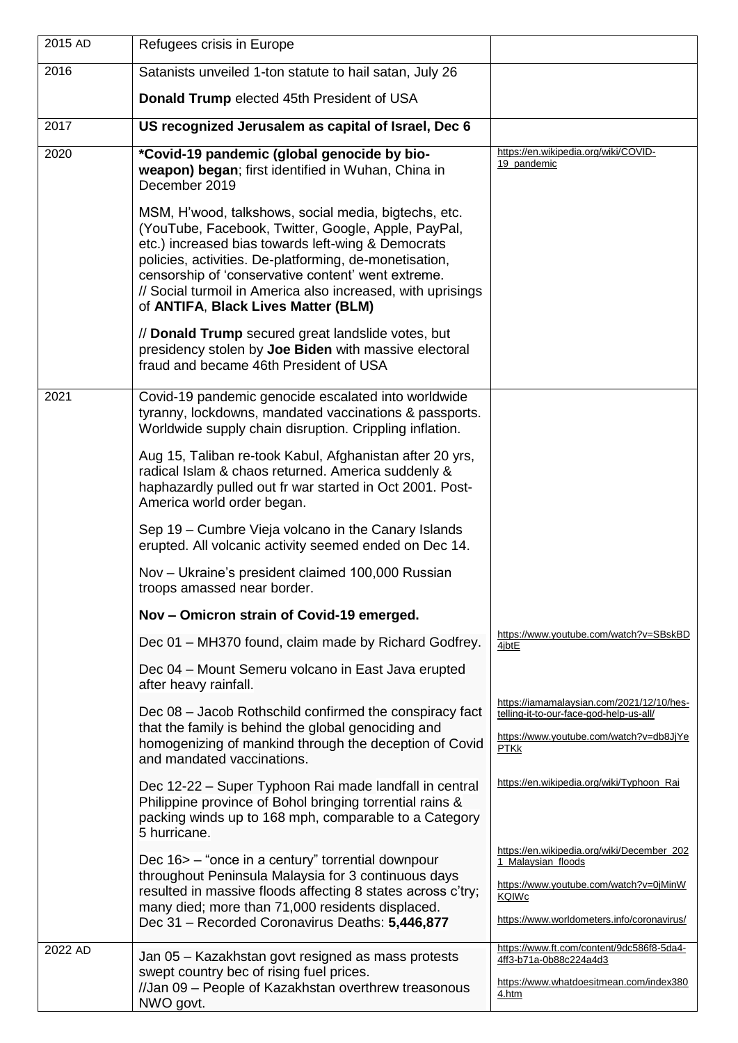| 2015 AD | Refugees crisis in Europe | |
|---|---|---|
| 2016 | Satanists unveiled 1-ton statute to hail satan, July 26<br><br>**Donald Trump** elected 45th President of USA | |
| 2017 | **US recognized Jerusalem as capital of Israel, Dec 6** | |
| 2020 | **\*Covid-19 pandemic (global genocide by bio-weapon) began**; first identified in Wuhan, China in December 2019<br><br>MSM, H'wood, talkshows, social media, bigtechs, etc. (YouTube, Facebook, Twitter, Google, Apple, PayPal, etc.) increased bias towards left-wing & Democrats policies, activities. De-platforming, de-monetisation, censorship of 'conservative content' went extreme. // Social turmoil in America also increased, with uprisings of **ANTIFA**, **Black Lives Matter (BLM)**<br><br>// **Donald Trump** secured great landslide votes, but presidency stolen by **Joe Biden** with massive electoral fraud and became 46th President of USA | https://en.wikipedia.org/wiki/COVID-19_pandemic |
| 2021 | Covid-19 pandemic genocide escalated into worldwide tyranny, lockdowns, mandated vaccinations & passports. Worldwide supply chain disruption. Crippling inflation.<br><br>Aug 15, Taliban re-took Kabul, Afghanistan after 20 yrs, radical Islam & chaos returned. America suddenly & haphazardly pulled out fr war started in Oct 2001. Post-America world order began.<br><br>Sep 19 – Cumbre Vieja volcano in the Canary Islands erupted. All volcanic activity seemed ended on Dec 14.<br><br>Nov – Ukraine's president claimed 100,000 Russian troops amassed near border.<br><br>**Nov – Omicron strain of Covid-19 emerged.**<br><br>Dec 01 – MH370 found, claim made by Richard Godfrey.<br><br>Dec 04 – Mount Semeru volcano in East Java erupted after heavy rainfall.<br><br>Dec 08 – Jacob Rothschild confirmed the conspiracy fact that the family is behind the global genociding and homogenizing of mankind through the deception of Covid and mandated vaccinations.<br><br>Dec 12-22 – Super Typhoon Rai made landfall in central Philippine province of Bohol bringing torrential rains & packing winds up to 168 mph, comparable to a Category 5 hurricane.<br><br>Dec 16> – "once in a century" torrential downpour throughout Peninsula Malaysia for 3 continuous days resulted in massive floods affecting 8 states across c'try; many died; more than 71,000 residents displaced.<br>Dec 31 – Recorded Coronavirus Deaths: **5,446,877** | https://www.youtube.com/watch?v=SBskBD4jbtE<br><br>https://iamamalaysian.com/2021/12/10/hes-telling-it-to-our-face-god-help-us-all/<br><br>https://www.youtube.com/watch?v=db8JjYePTKk<br><br>https://en.wikipedia.org/wiki/Typhoon_Rai<br><br>https://en.wikipedia.org/wiki/December_2021_Malaysian_floods<br><br>https://www.youtube.com/watch?v=0jMinWKQIWc<br><br>https://www.worldometers.info/coronavirus/ |
| 2022 AD | Jan 05 – Kazakhstan govt resigned as mass protests swept country bec of rising fuel prices.<br>//Jan 09 – People of Kazakhstan overthrew treasonous NWO govt. | https://www.ft.com/content/9dc586f8-5da4-4ff3-b71a-0b88c224a4d3<br><br>https://www.whatdoesitmean.com/index3804.htm |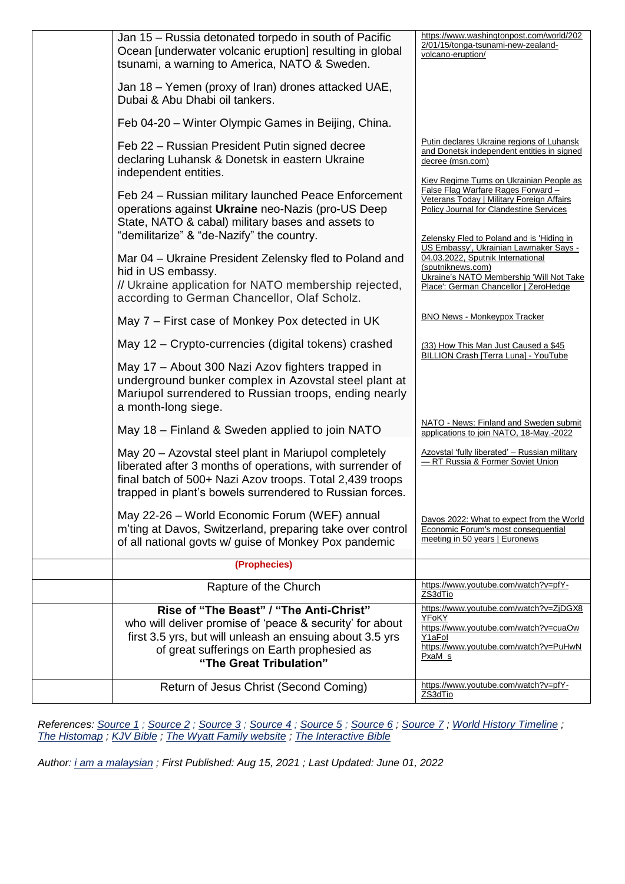| | | |
|---|---|---|
| | Jan 15 – Russia detonated torpedo in south of Pacific Ocean [underwater volcanic eruption] resulting in global tsunami, a warning to America, NATO & Sweden.<br><br>Jan 18 – Yemen (proxy of Iran) drones attacked UAE, Dubai & Abu Dhabi oil tankers.<br><br>Feb 04-20 – Winter Olympic Games in Beijing, China.<br><br>Feb 22 – Russian President Putin signed decree declaring Luhansk & Donetsk in eastern Ukraine independent entities.<br><br>Feb 24 – Russian military launched Peace Enforcement operations against **Ukraine** neo-Nazis (pro-US Deep State, NATO & cabal) military bases and assets to "demilitarize" & "de-Nazify" the country.<br><br>Mar 04 – Ukraine President Zelensky fled to Poland and hid in US embassy.<br>// Ukraine application for NATO membership rejected, according to German Chancellor, Olaf Scholz.<br><br>May 7 – First case of Monkey Pox detected in UK<br><br>May 12 – Crypto-currencies (digital tokens) crashed<br><br>May 17 – About 300 Nazi Azov fighters trapped in underground bunker complex in Azovstal steel plant at Mariupol surrendered to Russian troops, ending nearly a month-long siege.<br><br>May 18 – Finland & Sweden applied to join NATO<br><br>May 20 – Azovstal steel plant in Mariupol completely liberated after 3 months of operations, with surrender of final batch of 500+ Nazi Azov troops. Total 2,439 troops trapped in plant's bowels surrendered to Russian forces.<br><br>May 22-26 – World Economic Forum (WEF) annual m'ting at Davos, Switzerland, preparing take over control of all national govts w/ guise of Monkey Pox pandemic | https://www.washingtonpost.com/world/2022/01/15/tonga-tsunami-new-zealand-volcano-eruption/<br><br>Putin declares Ukraine regions of Luhansk and Donetsk independent entities in signed decree (msn.com)<br><br>Kiev Regime Turns on Ukrainian People as False Flag Warfare Rages Forward – Veterans Today \| Military Foreign Affairs Policy Journal for Clandestine Services<br><br>Zelensky Fled to Poland and is 'Hiding in US Embassy', Ukrainian Lawmaker Says - 04.03.2022, Sputnik International (sputniknews.com)<br>Ukraine's NATO Membership 'Will Not Take Place': German Chancellor \| ZeroHedge<br><br>BNO News - Monkeypox Tracker<br><br>(33) How This Man Just Caused a $45 BILLION Crash [Terra Luna] - YouTube<br><br>NATO - News: Finland and Sweden submit applications to join NATO, 18-May.-2022<br><br>Azovstal 'fully liberated' – Russian military — RT Russia & Former Soviet Union<br><br>Davos 2022: What to expect from the World Economic Forum's most consequential meeting in 50 years \| Euronews |
| | **(Prophecies)** | |
| | Rapture of the Church | https://www.youtube.com/watch?v=pfY-ZS3dTio |
| | **Rise of "The Beast" / "The Anti-Christ"**<br>who will deliver promise of 'peace & security' for about first 3.5 yrs, but will unleash an ensuing about 3.5 yrs of great sufferings on Earth prophesied as<br>**"The Great Tribulation"** | https://www.youtube.com/watch?v=ZjDGX8YFoKY<br>https://www.youtube.com/watch?v=cuaOwY1aFoI<br>https://www.youtube.com/watch?v=PuHwNPxaM_s |
| | Return of Jesus Christ (Second Coming) | https://www.youtube.com/watch?v=pfY-ZS3dTio |

*References: Source 1 ; Source 2 ; Source 3 ; Source 4 ; Source 5 ; Source 6 ; Source 7 ; World History Timeline ; The Histomap ; KJV Bible ; The Wyatt Family website ; The Interactive Bible*

*Author: i am a malaysian ; First Published: Aug 15, 2021 ; Last Updated: June 01, 2022*